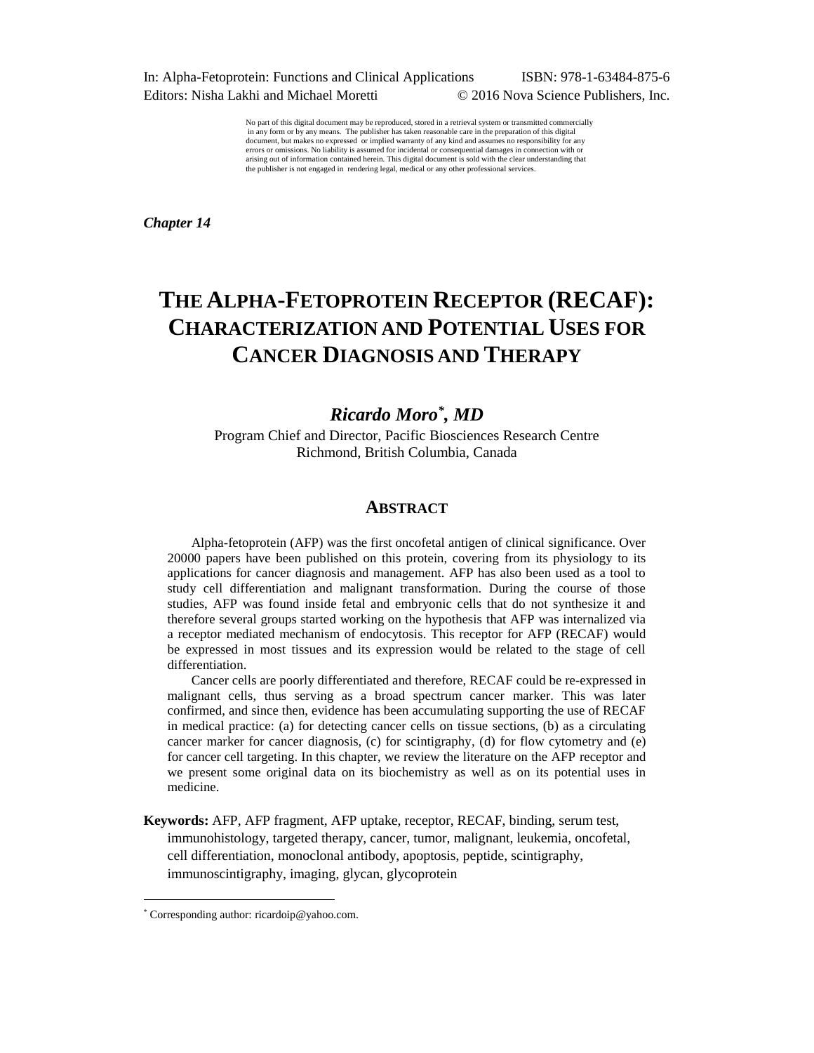In: Alpha-Fetoprotein: Functions and Clinical Applications ISBN: 978-1-63484-875-6
Editors: Nisha Lakhi and Michael Moretti © 2016 Nova Science Publishers, Inc.

No part of this digital document may be reproduced, stored in a retrieval system or transmitted commercially in any form or by any means. The publisher has taken reasonable care in the preparation of this digital document, but makes no expressed or implied warranty of any kind and assumes no responsibility for any errors or omissions. No liability is assumed for incidental or consequential damages in connection with or arising out of information contained herein. This digital document is sold with the clear understanding that the publisher is not engaged in rendering legal, medical or any other professional services.

***Chapter 14***

# THE ALPHA-FETOPROTEIN RECEPTOR (RECAF): CHARACTERIZATION AND POTENTIAL USES FOR CANCER DIAGNOSIS AND THERAPY

***Ricardo Moro*[\*]*, MD***

Program Chief and Director, Pacific Biosciences Research Centre
Richmond, British Columbia, Canada

## ABSTRACT

Alpha-fetoprotein (AFP) was the first oncofetal antigen of clinical significance. Over 20000 papers have been published on this protein, covering from its physiology to its applications for cancer diagnosis and management. AFP has also been used as a tool to study cell differentiation and malignant transformation. During the course of those studies, AFP was found inside fetal and embryonic cells that do not synthesize it and therefore several groups started working on the hypothesis that AFP was internalized via a receptor mediated mechanism of endocytosis. This receptor for AFP (RECAF) would be expressed in most tissues and its expression would be related to the stage of cell differentiation.

Cancer cells are poorly differentiated and therefore, RECAF could be re-expressed in malignant cells, thus serving as a broad spectrum cancer marker. This was later confirmed, and since then, evidence has been accumulating supporting the use of RECAF in medical practice: (a) for detecting cancer cells on tissue sections, (b) as a circulating cancer marker for cancer diagnosis, (c) for scintigraphy, (d) for flow cytometry and (e) for cancer cell targeting. In this chapter, we review the literature on the AFP receptor and we present some original data on its biochemistry as well as on its potential uses in medicine.

**Keywords:** AFP, AFP fragment, AFP uptake, receptor, RECAF, binding, serum test, immunohistology, targeted therapy, cancer, tumor, malignant, leukemia, oncofetal, cell differentiation, monoclonal antibody, apoptosis, peptide, scintigraphy, immunoscintigraphy, imaging, glycan, glycoprotein

[\*] Corresponding author: ricardoip@yahoo.com.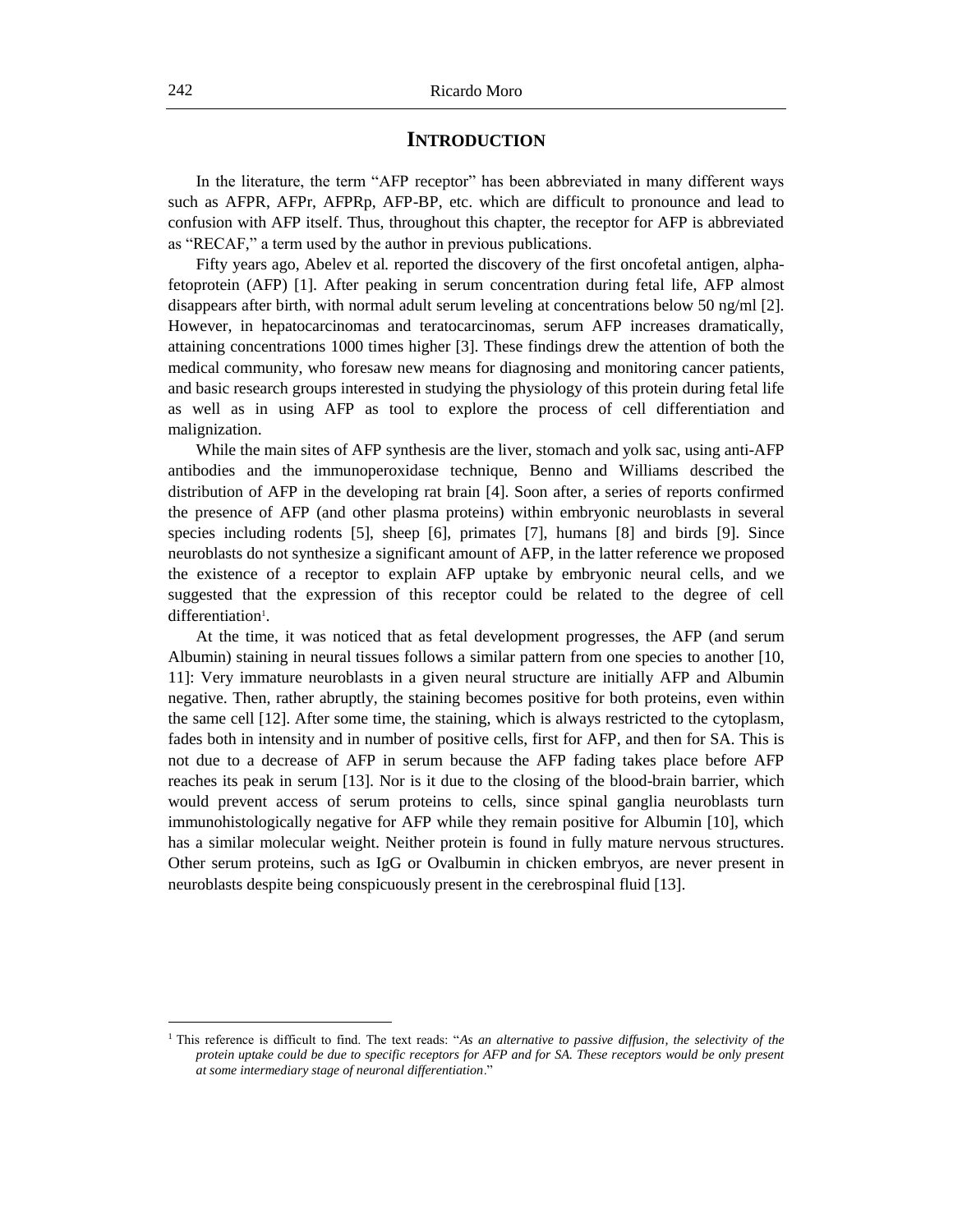## INTRODUCTION

In the literature, the term "AFP receptor" has been abbreviated in many different ways such as AFPR, AFPr, AFPRp, AFP-BP, etc. which are difficult to pronounce and lead to confusion with AFP itself. Thus, throughout this chapter, the receptor for AFP is abbreviated as "RECAF," a term used by the author in previous publications.

Fifty years ago, Abelev et al*.* reported the discovery of the first oncofetal antigen, alpha-fetoprotein (AFP) [1]. After peaking in serum concentration during fetal life, AFP almost disappears after birth, with normal adult serum leveling at concentrations below 50 ng/ml [2]. However, in hepatocarcinomas and teratocarcinomas, serum AFP increases dramatically, attaining concentrations 1000 times higher [3]. These findings drew the attention of both the medical community, who foresaw new means for diagnosing and monitoring cancer patients, and basic research groups interested in studying the physiology of this protein during fetal life as well as in using AFP as tool to explore the process of cell differentiation and malignization.

While the main sites of AFP synthesis are the liver, stomach and yolk sac, using anti-AFP antibodies and the immunoperoxidase technique, Benno and Williams described the distribution of AFP in the developing rat brain [4]. Soon after, a series of reports confirmed the presence of AFP (and other plasma proteins) within embryonic neuroblasts in several species including rodents [5], sheep [6], primates [7], humans [8] and birds [9]. Since neuroblasts do not synthesize a significant amount of AFP, in the latter reference we proposed the existence of a receptor to explain AFP uptake by embryonic neural cells, and we suggested that the expression of this receptor could be related to the degree of cell differentiation[1].

At the time, it was noticed that as fetal development progresses, the AFP (and serum Albumin) staining in neural tissues follows a similar pattern from one species to another [10, 11]: Very immature neuroblasts in a given neural structure are initially AFP and Albumin negative. Then, rather abruptly, the staining becomes positive for both proteins, even within the same cell [12]. After some time, the staining, which is always restricted to the cytoplasm, fades both in intensity and in number of positive cells, first for AFP, and then for SA. This is not due to a decrease of AFP in serum because the AFP fading takes place before AFP reaches its peak in serum [13]. Nor is it due to the closing of the blood-brain barrier, which would prevent access of serum proteins to cells, since spinal ganglia neuroblasts turn immunohistologically negative for AFP while they remain positive for Albumin [10], which has a similar molecular weight. Neither protein is found in fully mature nervous structures. Other serum proteins, such as IgG or Ovalbumin in chicken embryos, are never present in neuroblasts despite being conspicuously present in the cerebrospinal fluid [13].

---

[1] This reference is difficult to find. The text reads: "*As an alternative to passive diffusion, the selectivity of the protein uptake could be due to specific receptors for AFP and for SA. These receptors would be only present at some intermediary stage of neuronal differentiation*."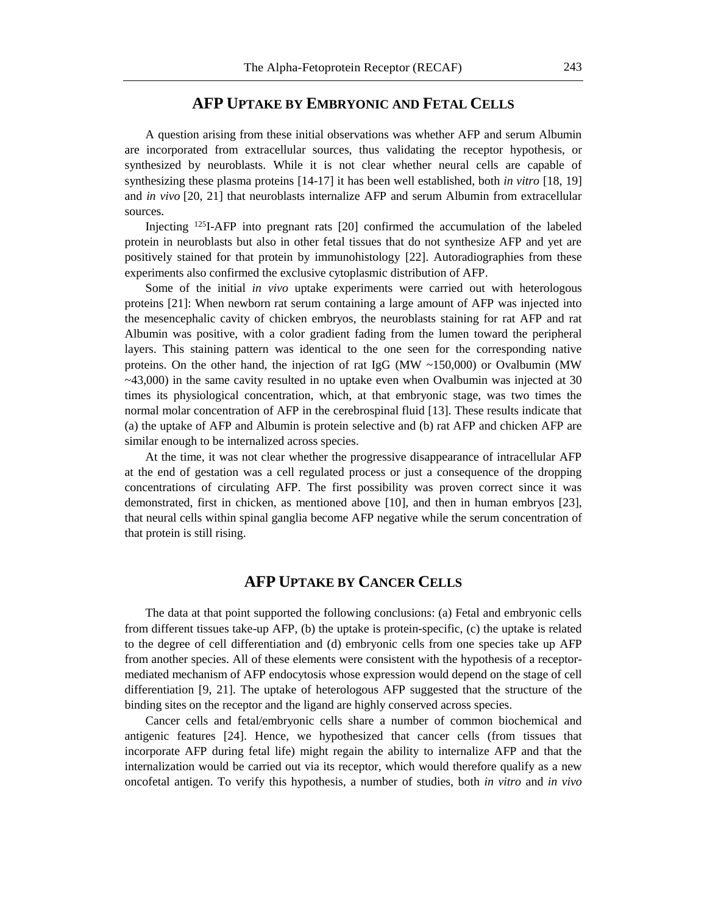## AFP Uptake by Embryonic and Fetal Cells

A question arising from these initial observations was whether AFP and serum Albumin are incorporated from extracellular sources, thus validating the receptor hypothesis, or synthesized by neuroblasts. While it is not clear whether neural cells are capable of synthesizing these plasma proteins [14-17] it has been well established, both *in vitro* [18, 19] and *in vivo* [20, 21] that neuroblasts internalize AFP and serum Albumin from extracellular sources.

Injecting $^{125}$I-AFP into pregnant rats [20] confirmed the accumulation of the labeled protein in neuroblasts but also in other fetal tissues that do not synthesize AFP and yet are positively stained for that protein by immunohistology [22]. Autoradiographies from these experiments also confirmed the exclusive cytoplasmic distribution of AFP.

Some of the initial *in vivo* uptake experiments were carried out with heterologous proteins [21]: When newborn rat serum containing a large amount of AFP was injected into the mesencephalic cavity of chicken embryos, the neuroblasts staining for rat AFP and rat Albumin was positive, with a color gradient fading from the lumen toward the peripheral layers. This staining pattern was identical to the one seen for the corresponding native proteins. On the other hand, the injection of rat IgG (MW ~150,000) or Ovalbumin (MW ~43,000) in the same cavity resulted in no uptake even when Ovalbumin was injected at 30 times its physiological concentration, which, at that embryonic stage, was two times the normal molar concentration of AFP in the cerebrospinal fluid [13]. These results indicate that (a) the uptake of AFP and Albumin is protein selective and (b) rat AFP and chicken AFP are similar enough to be internalized across species.

At the time, it was not clear whether the progressive disappearance of intracellular AFP at the end of gestation was a cell regulated process or just a consequence of the dropping concentrations of circulating AFP. The first possibility was proven correct since it was demonstrated, first in chicken, as mentioned above [10], and then in human embryos [23], that neural cells within spinal ganglia become AFP negative while the serum concentration of that protein is still rising.

## AFP Uptake by Cancer Cells

The data at that point supported the following conclusions: (a) Fetal and embryonic cells from different tissues take-up AFP, (b) the uptake is protein-specific, (c) the uptake is related to the degree of cell differentiation and (d) embryonic cells from one species take up AFP from another species. All of these elements were consistent with the hypothesis of a receptor-mediated mechanism of AFP endocytosis whose expression would depend on the stage of cell differentiation [9, 21]. The uptake of heterologous AFP suggested that the structure of the binding sites on the receptor and the ligand are highly conserved across species.

Cancer cells and fetal/embryonic cells share a number of common biochemical and antigenic features [24]. Hence, we hypothesized that cancer cells (from tissues that incorporate AFP during fetal life) might regain the ability to internalize AFP and that the internalization would be carried out via its receptor, which would therefore qualify as a new oncofetal antigen. To verify this hypothesis, a number of studies, both *in vitro* and *in vivo*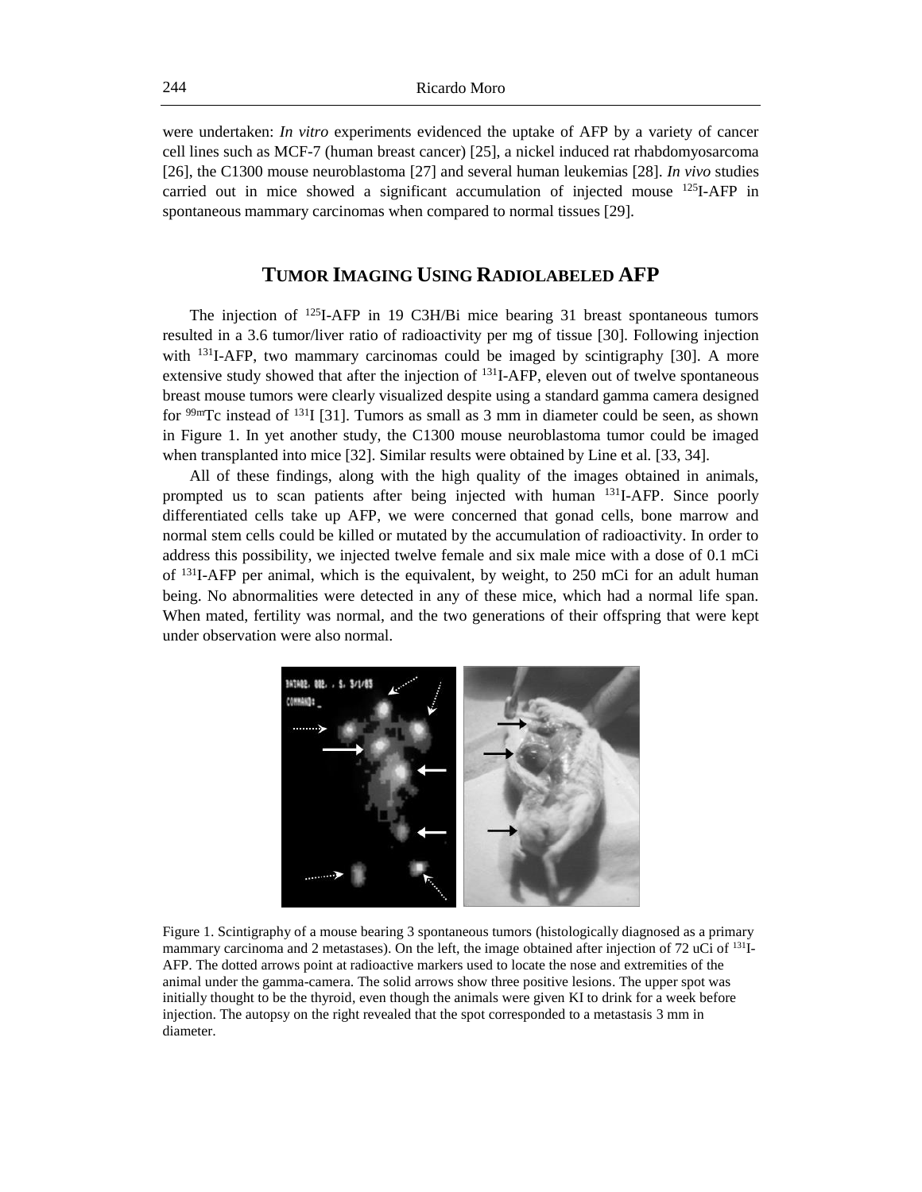were undertaken: *In vitro* experiments evidenced the uptake of AFP by a variety of cancer cell lines such as MCF-7 (human breast cancer) [25], a nickel induced rat rhabdomyosarcoma [26], the C1300 mouse neuroblastoma [27] and several human leukemias [28]. *In vivo* studies carried out in mice showed a significant accumulation of injected mouse $^{125}$I-AFP in spontaneous mammary carcinomas when compared to normal tissues [29].

## TUMOR IMAGING USING RADIOLABELED AFP

The injection of $^{125}$I-AFP in 19 C3H/Bi mice bearing 31 breast spontaneous tumors resulted in a 3.6 tumor/liver ratio of radioactivity per mg of tissue [30]. Following injection with $^{131}$I-AFP, two mammary carcinomas could be imaged by scintigraphy [30]. A more extensive study showed that after the injection of $^{131}$I-AFP, eleven out of twelve spontaneous breast mouse tumors were clearly visualized despite using a standard gamma camera designed for $^{99m}$Tc instead of $^{131}$I [31]. Tumors as small as 3 mm in diameter could be seen, as shown in Figure 1. In yet another study, the C1300 mouse neuroblastoma tumor could be imaged when transplanted into mice [32]. Similar results were obtained by Line et al. [33, 34].

All of these findings, along with the high quality of the images obtained in animals, prompted us to scan patients after being injected with human $^{131}$I-AFP. Since poorly differentiated cells take up AFP, we were concerned that gonad cells, bone marrow and normal stem cells could be killed or mutated by the accumulation of radioactivity. In order to address this possibility, we injected twelve female and six male mice with a dose of 0.1 mCi of $^{131}$I-AFP per animal, which is the equivalent, by weight, to 250 mCi for an adult human being. No abnormalities were detected in any of these mice, which had a normal life span. When mated, fertility was normal, and the two generations of their offspring that were kept under observation were also normal.

Figure 1. Scintigraphy of a mouse bearing 3 spontaneous tumors (histologically diagnosed as a primary mammary carcinoma and 2 metastases). On the left, the image obtained after injection of 72 uCi of $^{131}$I-AFP. The dotted arrows point at radioactive markers used to locate the nose and extremities of the animal under the gamma-camera. The solid arrows show three positive lesions. The upper spot was initially thought to be the thyroid, even though the animals were given KI to drink for a week before injection. The autopsy on the right revealed that the spot corresponded to a metastasis 3 mm in diameter.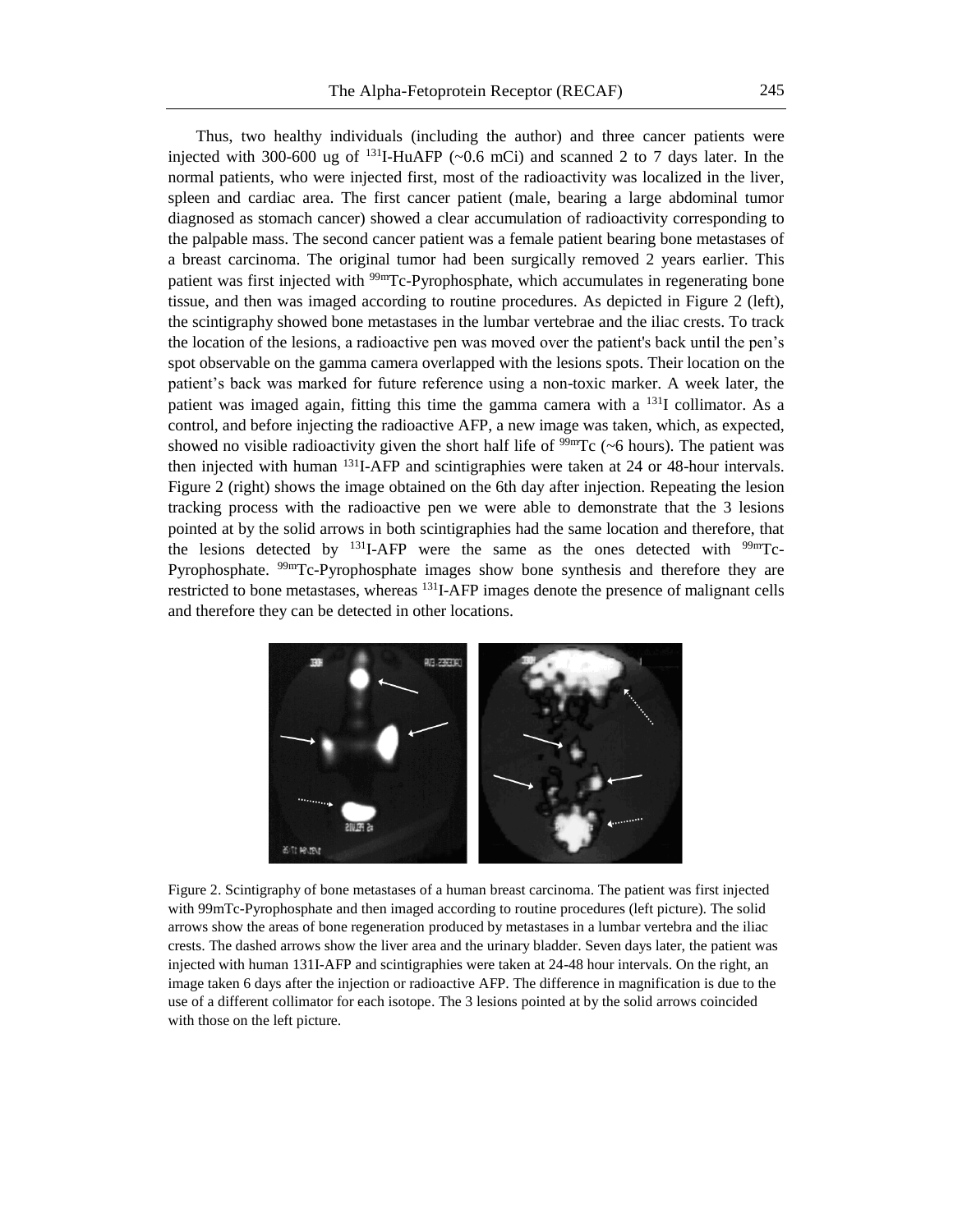Thus, two healthy individuals (including the author) and three cancer patients were injected with 300-600 ug of $^{131}$I-HuAFP (~0.6 mCi) and scanned 2 to 7 days later. In the normal patients, who were injected first, most of the radioactivity was localized in the liver, spleen and cardiac area. The first cancer patient (male, bearing a large abdominal tumor diagnosed as stomach cancer) showed a clear accumulation of radioactivity corresponding to the palpable mass. The second cancer patient was a female patient bearing bone metastases of a breast carcinoma. The original tumor had been surgically removed 2 years earlier. This patient was first injected with $^{99m}$Tc-Pyrophosphate, which accumulates in regenerating bone tissue, and then was imaged according to routine procedures. As depicted in Figure 2 (left), the scintigraphy showed bone metastases in the lumbar vertebrae and the iliac crests. To track the location of the lesions, a radioactive pen was moved over the patient's back until the pen's spot observable on the gamma camera overlapped with the lesions spots. Their location on the patient's back was marked for future reference using a non-toxic marker. A week later, the patient was imaged again, fitting this time the gamma camera with a $^{131}$I collimator. As a control, and before injecting the radioactive AFP, a new image was taken, which, as expected, showed no visible radioactivity given the short half life of $^{99m}$Tc (~6 hours). The patient was then injected with human $^{131}$I-AFP and scintigraphies were taken at 24 or 48-hour intervals. Figure 2 (right) shows the image obtained on the 6th day after injection. Repeating the lesion tracking process with the radioactive pen we were able to demonstrate that the 3 lesions pointed at by the solid arrows in both scintigraphies had the same location and therefore, that the lesions detected by $^{131}$I-AFP were the same as the ones detected with $^{99m}$Tc-Pyrophosphate. $^{99m}$Tc-Pyrophosphate images show bone synthesis and therefore they are restricted to bone metastases, whereas $^{131}$I-AFP images denote the presence of malignant cells and therefore they can be detected in other locations.

Figure 2. Scintigraphy of bone metastases of a human breast carcinoma. The patient was first injected with 99mTc-Pyrophosphate and then imaged according to routine procedures (left picture). The solid arrows show the areas of bone regeneration produced by metastases in a lumbar vertebra and the iliac crests. The dashed arrows show the liver area and the urinary bladder. Seven days later, the patient was injected with human 131I-AFP and scintigraphies were taken at 24-48 hour intervals. On the right, an image taken 6 days after the injection or radioactive AFP. The difference in magnification is due to the use of a different collimator for each isotope. The 3 lesions pointed at by the solid arrows coincided with those on the left picture.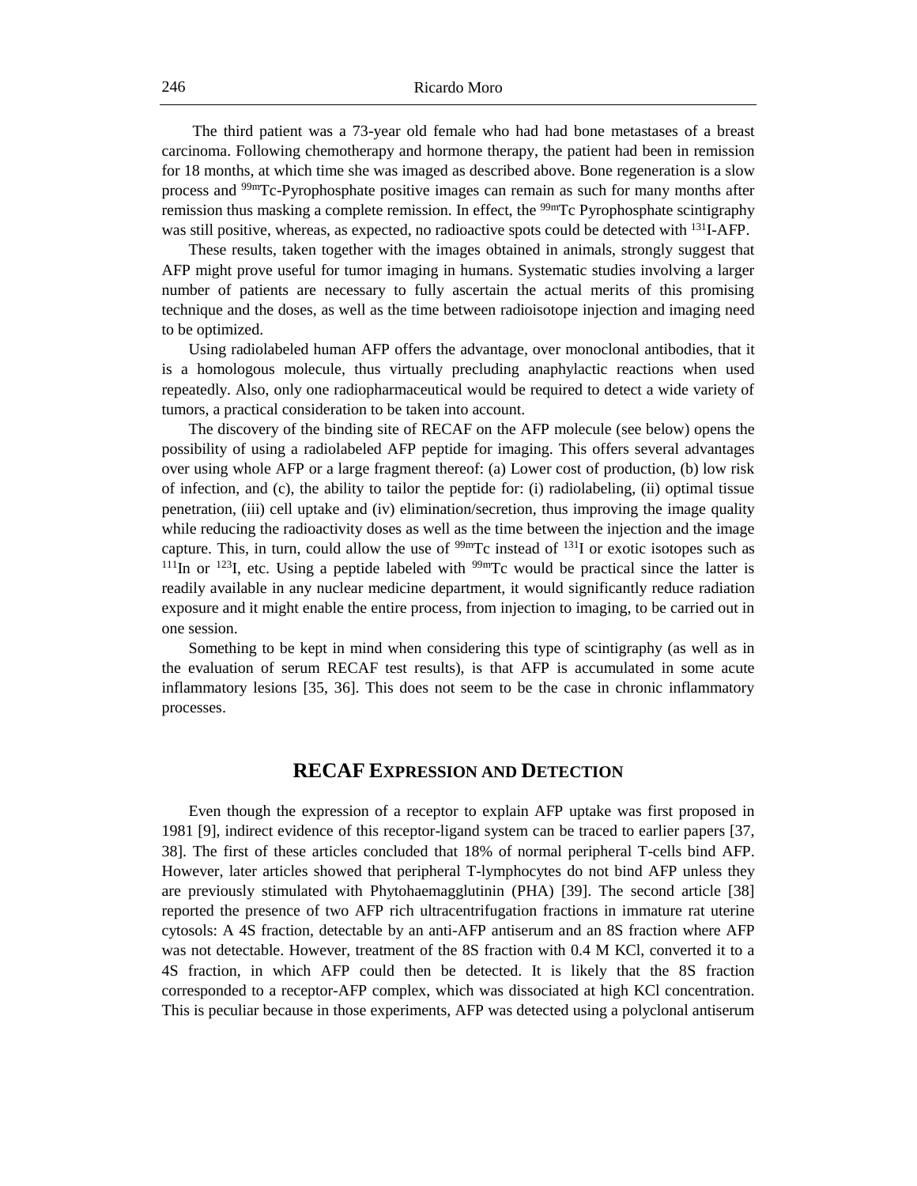The third patient was a 73-year old female who had had bone metastases of a breast carcinoma. Following chemotherapy and hormone therapy, the patient had been in remission for 18 months, at which time she was imaged as described above. Bone regeneration is a slow process and $^{99m}$Tc-Pyrophosphate positive images can remain as such for many months after remission thus masking a complete remission. In effect, the $^{99m}$Tc Pyrophosphate scintigraphy was still positive, whereas, as expected, no radioactive spots could be detected with $^{131}$I-AFP.

These results, taken together with the images obtained in animals, strongly suggest that AFP might prove useful for tumor imaging in humans. Systematic studies involving a larger number of patients are necessary to fully ascertain the actual merits of this promising technique and the doses, as well as the time between radioisotope injection and imaging need to be optimized.

Using radiolabeled human AFP offers the advantage, over monoclonal antibodies, that it is a homologous molecule, thus virtually precluding anaphylactic reactions when used repeatedly. Also, only one radiopharmaceutical would be required to detect a wide variety of tumors, a practical consideration to be taken into account.

The discovery of the binding site of RECAF on the AFP molecule (see below) opens the possibility of using a radiolabeled AFP peptide for imaging. This offers several advantages over using whole AFP or a large fragment thereof: (a) Lower cost of production, (b) low risk of infection, and (c), the ability to tailor the peptide for: (i) radiolabeling, (ii) optimal tissue penetration, (iii) cell uptake and (iv) elimination/secretion, thus improving the image quality while reducing the radioactivity doses as well as the time between the injection and the image capture. This, in turn, could allow the use of $^{99m}$Tc instead of $^{131}$I or exotic isotopes such as $^{111}$In or $^{123}$I, etc. Using a peptide labeled with $^{99m}$Tc would be practical since the latter is readily available in any nuclear medicine department, it would significantly reduce radiation exposure and it might enable the entire process, from injection to imaging, to be carried out in one session.

Something to be kept in mind when considering this type of scintigraphy (as well as in the evaluation of serum RECAF test results), is that AFP is accumulated in some acute inflammatory lesions [35, 36]. This does not seem to be the case in chronic inflammatory processes.

## RECAF Expression and Detection

Even though the expression of a receptor to explain AFP uptake was first proposed in 1981 [9], indirect evidence of this receptor-ligand system can be traced to earlier papers [37, 38]. The first of these articles concluded that 18% of normal peripheral T-cells bind AFP. However, later articles showed that peripheral T-lymphocytes do not bind AFP unless they are previously stimulated with Phytohaemagglutinin (PHA) [39]. The second article [38] reported the presence of two AFP rich ultracentrifugation fractions in immature rat uterine cytosols: A 4S fraction, detectable by an anti-AFP antiserum and an 8S fraction where AFP was not detectable. However, treatment of the 8S fraction with 0.4 M KCl, converted it to a 4S fraction, in which AFP could then be detected. It is likely that the 8S fraction corresponded to a receptor-AFP complex, which was dissociated at high KCl concentration. This is peculiar because in those experiments, AFP was detected using a polyclonal antiserum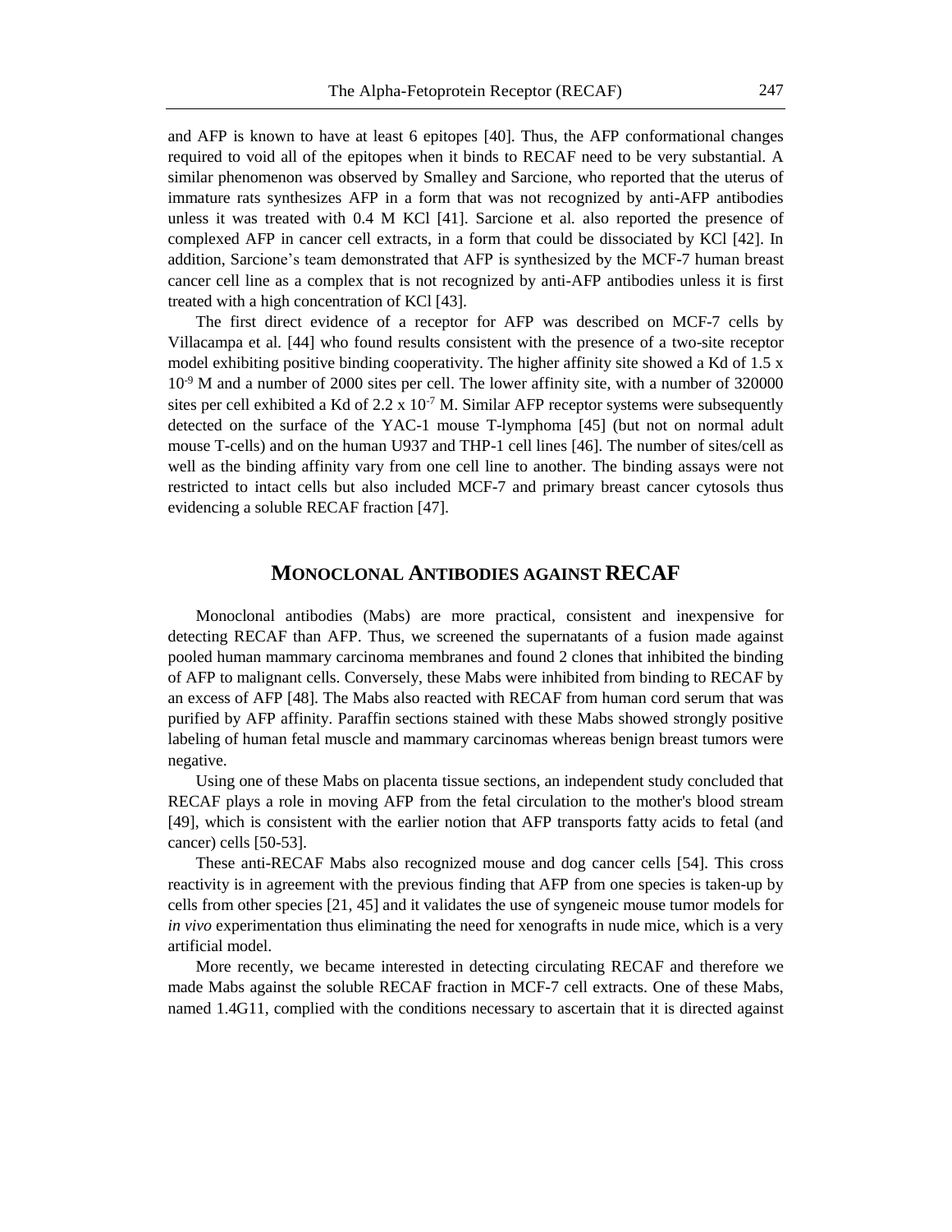and AFP is known to have at least 6 epitopes [40]. Thus, the AFP conformational changes required to void all of the epitopes when it binds to RECAF need to be very substantial. A similar phenomenon was observed by Smalley and Sarcione, who reported that the uterus of immature rats synthesizes AFP in a form that was not recognized by anti-AFP antibodies unless it was treated with 0.4 M KCl [41]. Sarcione et al. also reported the presence of complexed AFP in cancer cell extracts, in a form that could be dissociated by KCl [42]. In addition, Sarcione's team demonstrated that AFP is synthesized by the MCF-7 human breast cancer cell line as a complex that is not recognized by anti-AFP antibodies unless it is first treated with a high concentration of KCl [43].

The first direct evidence of a receptor for AFP was described on MCF-7 cells by Villacampa et al. [44] who found results consistent with the presence of a two-site receptor model exhibiting positive binding cooperativity. The higher affinity site showed a Kd of $1.5 \times 10^{-9}$ M and a number of 2000 sites per cell. The lower affinity site, with a number of 320000 sites per cell exhibited a Kd of $2.2 \times 10^{-7}$ M. Similar AFP receptor systems were subsequently detected on the surface of the YAC-1 mouse T-lymphoma [45] (but not on normal adult mouse T-cells) and on the human U937 and THP-1 cell lines [46]. The number of sites/cell as well as the binding affinity vary from one cell line to another. The binding assays were not restricted to intact cells but also included MCF-7 and primary breast cancer cytosols thus evidencing a soluble RECAF fraction [47].

## MONOCLONAL ANTIBODIES AGAINST RECAF

Monoclonal antibodies (Mabs) are more practical, consistent and inexpensive for detecting RECAF than AFP. Thus, we screened the supernatants of a fusion made against pooled human mammary carcinoma membranes and found 2 clones that inhibited the binding of AFP to malignant cells. Conversely, these Mabs were inhibited from binding to RECAF by an excess of AFP [48]. The Mabs also reacted with RECAF from human cord serum that was purified by AFP affinity. Paraffin sections stained with these Mabs showed strongly positive labeling of human fetal muscle and mammary carcinomas whereas benign breast tumors were negative.

Using one of these Mabs on placenta tissue sections, an independent study concluded that RECAF plays a role in moving AFP from the fetal circulation to the mother's blood stream [49], which is consistent with the earlier notion that AFP transports fatty acids to fetal (and cancer) cells [50-53].

These anti-RECAF Mabs also recognized mouse and dog cancer cells [54]. This cross reactivity is in agreement with the previous finding that AFP from one species is taken-up by cells from other species [21, 45] and it validates the use of syngeneic mouse tumor models for *in vivo* experimentation thus eliminating the need for xenografts in nude mice, which is a very artificial model.

More recently, we became interested in detecting circulating RECAF and therefore we made Mabs against the soluble RECAF fraction in MCF-7 cell extracts. One of these Mabs, named 1.4G11, complied with the conditions necessary to ascertain that it is directed against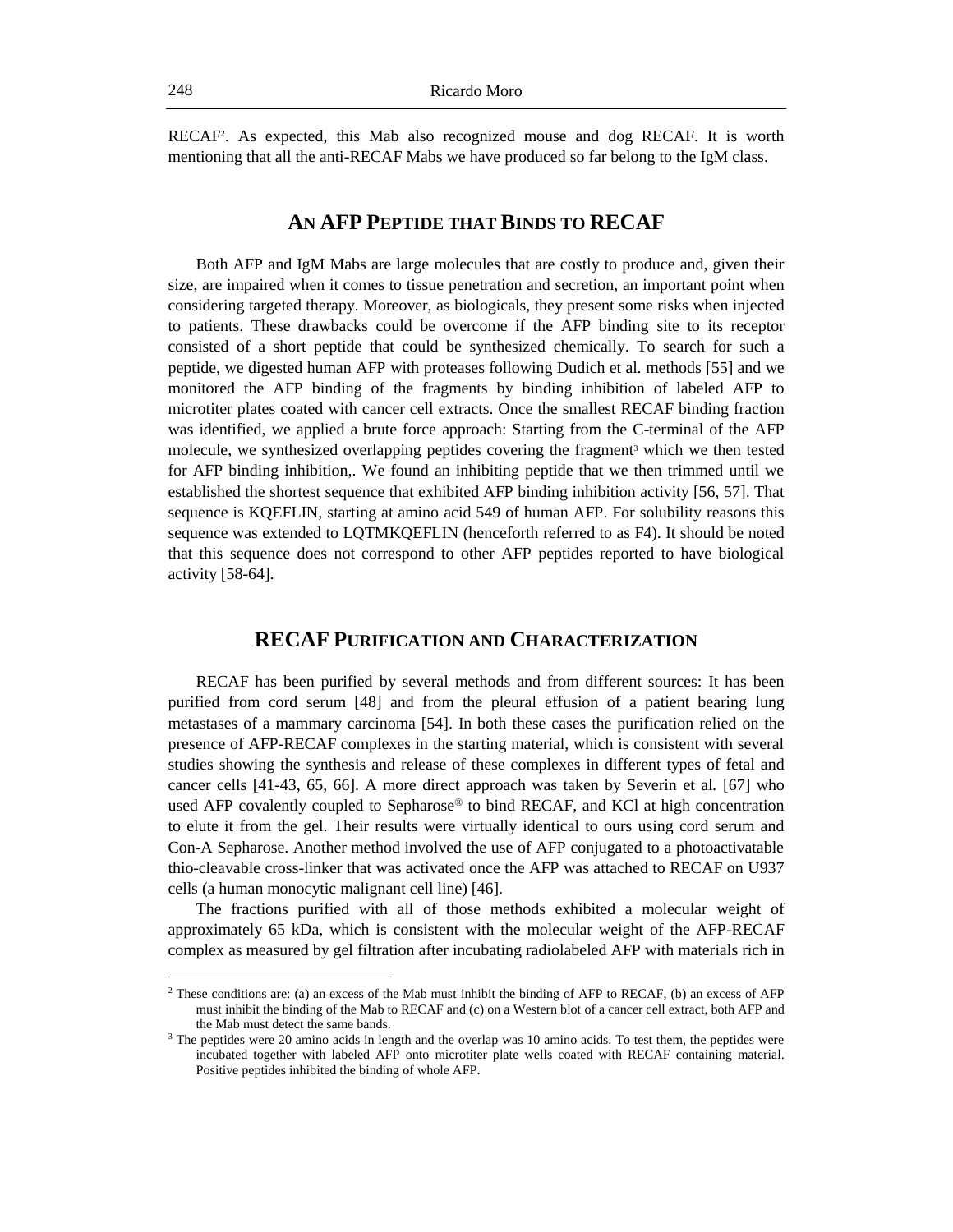RECAF[2]. As expected, this Mab also recognized mouse and dog RECAF. It is worth mentioning that all the anti-RECAF Mabs we have produced so far belong to the IgM class.

## An AFP Peptide that Binds to RECAF

Both AFP and IgM Mabs are large molecules that are costly to produce and, given their size, are impaired when it comes to tissue penetration and secretion, an important point when considering targeted therapy. Moreover, as biologicals, they present some risks when injected to patients. These drawbacks could be overcome if the AFP binding site to its receptor consisted of a short peptide that could be synthesized chemically. To search for such a peptide, we digested human AFP with proteases following Dudich et al. methods [55] and we monitored the AFP binding of the fragments by binding inhibition of labeled AFP to microtiter plates coated with cancer cell extracts. Once the smallest RECAF binding fraction was identified, we applied a brute force approach: Starting from the C-terminal of the AFP molecule, we synthesized overlapping peptides covering the fragment[3] which we then tested for AFP binding inhibition,. We found an inhibiting peptide that we then trimmed until we established the shortest sequence that exhibited AFP binding inhibition activity [56, 57]. That sequence is KQEFLIN, starting at amino acid 549 of human AFP. For solubility reasons this sequence was extended to LQTMKQEFLIN (henceforth referred to as F4). It should be noted that this sequence does not correspond to other AFP peptides reported to have biological activity [58-64].

## RECAF Purification and Characterization

RECAF has been purified by several methods and from different sources: It has been purified from cord serum [48] and from the pleural effusion of a patient bearing lung metastases of a mammary carcinoma [54]. In both these cases the purification relied on the presence of AFP-RECAF complexes in the starting material, which is consistent with several studies showing the synthesis and release of these complexes in different types of fetal and cancer cells [41-43, 65, 66]. A more direct approach was taken by Severin et al. [67] who used AFP covalently coupled to Sepharose® to bind RECAF, and KCl at high concentration to elute it from the gel. Their results were virtually identical to ours using cord serum and Con-A Sepharose. Another method involved the use of AFP conjugated to a photoactivatable thio-cleavable cross-linker that was activated once the AFP was attached to RECAF on U937 cells (a human monocytic malignant cell line) [46].

The fractions purified with all of those methods exhibited a molecular weight of approximately 65 kDa, which is consistent with the molecular weight of the AFP-RECAF complex as measured by gel filtration after incubating radiolabeled AFP with materials rich in

---

[2] These conditions are: (a) an excess of the Mab must inhibit the binding of AFP to RECAF, (b) an excess of AFP must inhibit the binding of the Mab to RECAF and (c) on a Western blot of a cancer cell extract, both AFP and the Mab must detect the same bands.

[3] The peptides were 20 amino acids in length and the overlap was 10 amino acids. To test them, the peptides were incubated together with labeled AFP onto microtiter plate wells coated with RECAF containing material. Positive peptides inhibited the binding of whole AFP.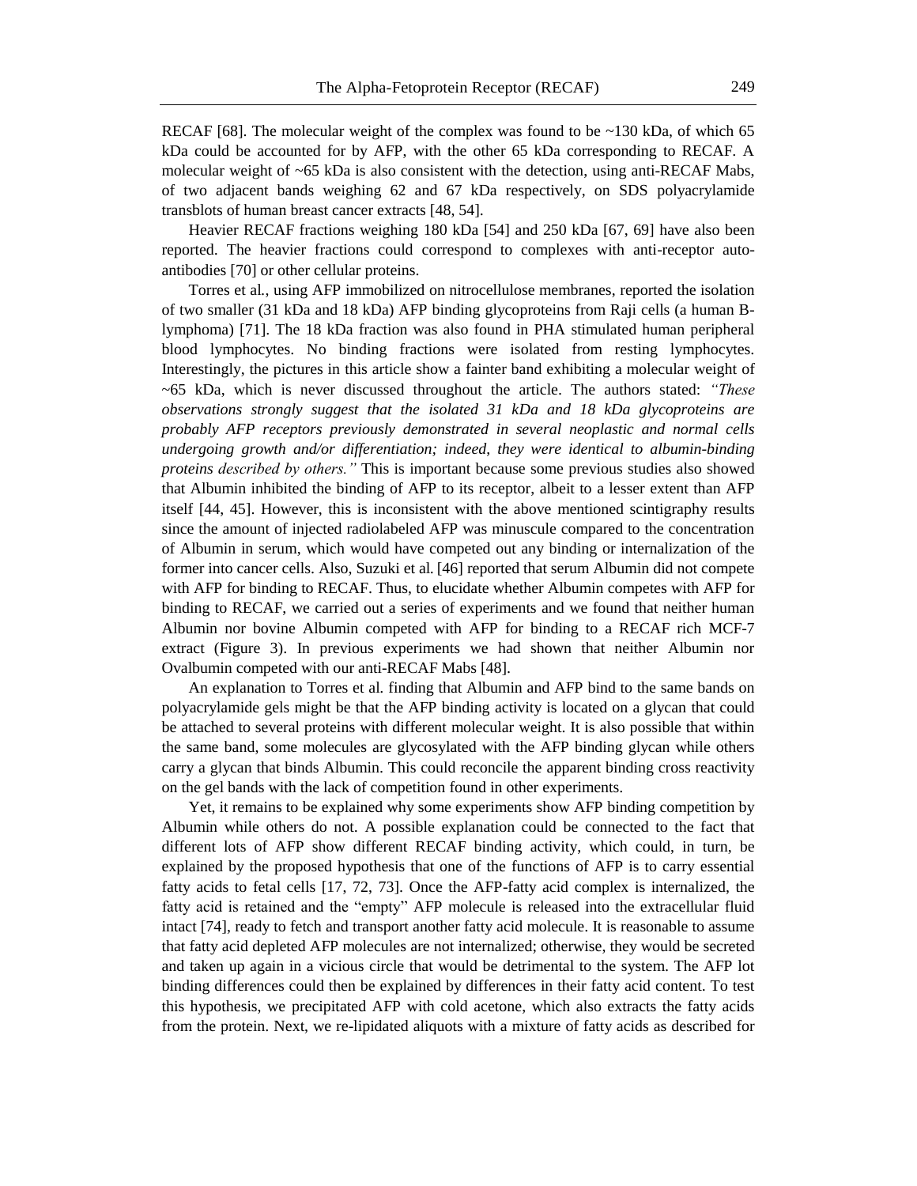RECAF [68]. The molecular weight of the complex was found to be ~130 kDa, of which 65 kDa could be accounted for by AFP, with the other 65 kDa corresponding to RECAF. A molecular weight of ~65 kDa is also consistent with the detection, using anti-RECAF Mabs, of two adjacent bands weighing 62 and 67 kDa respectively, on SDS polyacrylamide transblots of human breast cancer extracts [48, 54].

Heavier RECAF fractions weighing 180 kDa [54] and 250 kDa [67, 69] have also been reported. The heavier fractions could correspond to complexes with anti-receptor auto-antibodies [70] or other cellular proteins.

Torres et al., using AFP immobilized on nitrocellulose membranes, reported the isolation of two smaller (31 kDa and 18 kDa) AFP binding glycoproteins from Raji cells (a human B-lymphoma) [71]. The 18 kDa fraction was also found in PHA stimulated human peripheral blood lymphocytes. No binding fractions were isolated from resting lymphocytes. Interestingly, the pictures in this article show a fainter band exhibiting a molecular weight of ~65 kDa, which is never discussed throughout the article. The authors stated: *"These observations strongly suggest that the isolated 31 kDa and 18 kDa glycoproteins are probably AFP receptors previously demonstrated in several neoplastic and normal cells undergoing growth and/or differentiation; indeed, they were identical to albumin-binding proteins described by others."* This is important because some previous studies also showed that Albumin inhibited the binding of AFP to its receptor, albeit to a lesser extent than AFP itself [44, 45]. However, this is inconsistent with the above mentioned scintigraphy results since the amount of injected radiolabeled AFP was minuscule compared to the concentration of Albumin in serum, which would have competed out any binding or internalization of the former into cancer cells. Also, Suzuki et al. [46] reported that serum Albumin did not compete with AFP for binding to RECAF. Thus, to elucidate whether Albumin competes with AFP for binding to RECAF, we carried out a series of experiments and we found that neither human Albumin nor bovine Albumin competed with AFP for binding to a RECAF rich MCF-7 extract (Figure 3). In previous experiments we had shown that neither Albumin nor Ovalbumin competed with our anti-RECAF Mabs [48].

An explanation to Torres et al. finding that Albumin and AFP bind to the same bands on polyacrylamide gels might be that the AFP binding activity is located on a glycan that could be attached to several proteins with different molecular weight. It is also possible that within the same band, some molecules are glycosylated with the AFP binding glycan while others carry a glycan that binds Albumin. This could reconcile the apparent binding cross reactivity on the gel bands with the lack of competition found in other experiments.

Yet, it remains to be explained why some experiments show AFP binding competition by Albumin while others do not. A possible explanation could be connected to the fact that different lots of AFP show different RECAF binding activity, which could, in turn, be explained by the proposed hypothesis that one of the functions of AFP is to carry essential fatty acids to fetal cells [17, 72, 73]. Once the AFP-fatty acid complex is internalized, the fatty acid is retained and the "empty" AFP molecule is released into the extracellular fluid intact [74], ready to fetch and transport another fatty acid molecule. It is reasonable to assume that fatty acid depleted AFP molecules are not internalized; otherwise, they would be secreted and taken up again in a vicious circle that would be detrimental to the system. The AFP lot binding differences could then be explained by differences in their fatty acid content. To test this hypothesis, we precipitated AFP with cold acetone, which also extracts the fatty acids from the protein. Next, we re-lipidated aliquots with a mixture of fatty acids as described for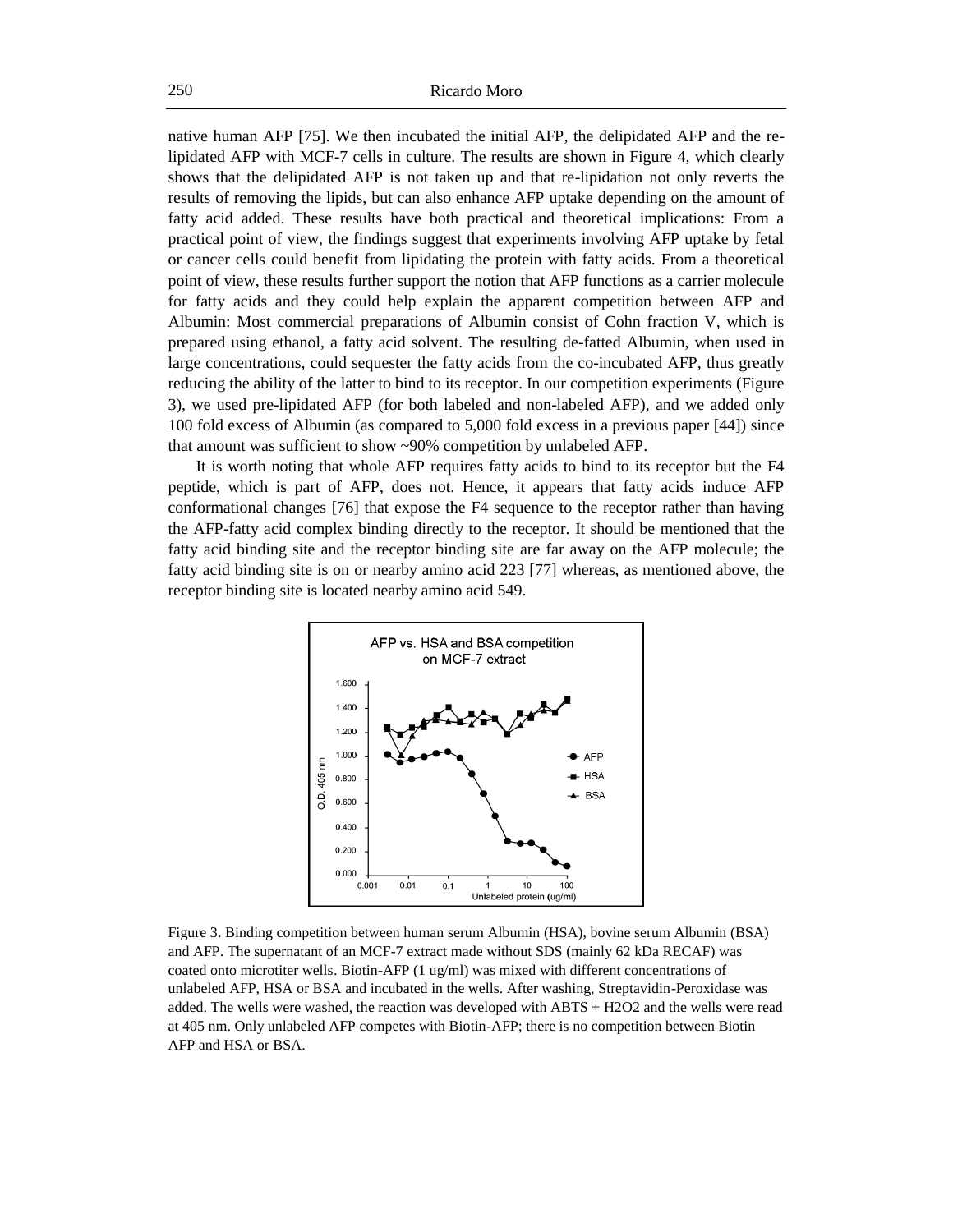native human AFP [75]. We then incubated the initial AFP, the delipidated AFP and the re-lipidated AFP with MCF-7 cells in culture. The results are shown in Figure 4, which clearly shows that the delipidated AFP is not taken up and that re-lipidation not only reverts the results of removing the lipids, but can also enhance AFP uptake depending on the amount of fatty acid added. These results have both practical and theoretical implications: From a practical point of view, the findings suggest that experiments involving AFP uptake by fetal or cancer cells could benefit from lipidating the protein with fatty acids. From a theoretical point of view, these results further support the notion that AFP functions as a carrier molecule for fatty acids and they could help explain the apparent competition between AFP and Albumin: Most commercial preparations of Albumin consist of Cohn fraction V, which is prepared using ethanol, a fatty acid solvent. The resulting de-fatted Albumin, when used in large concentrations, could sequester the fatty acids from the co-incubated AFP, thus greatly reducing the ability of the latter to bind to its receptor. In our competition experiments (Figure 3), we used pre-lipidated AFP (for both labeled and non-labeled AFP), and we added only 100 fold excess of Albumin (as compared to 5,000 fold excess in a previous paper [44]) since that amount was sufficient to show ~90% competition by unlabeled AFP.

It is worth noting that whole AFP requires fatty acids to bind to its receptor but the F4 peptide, which is part of AFP, does not. Hence, it appears that fatty acids induce AFP conformational changes [76] that expose the F4 sequence to the receptor rather than having the AFP-fatty acid complex binding directly to the receptor. It should be mentioned that the fatty acid binding site and the receptor binding site are far away on the AFP molecule; the fatty acid binding site is on or nearby amino acid 223 [77] whereas, as mentioned above, the receptor binding site is located nearby amino acid 549.

Figure 3. Binding competition between human serum Albumin (HSA), bovine serum Albumin (BSA) and AFP. The supernatant of an MCF-7 extract made without SDS (mainly 62 kDa RECAF) was coated onto microtiter wells. Biotin-AFP (1 ug/ml) was mixed with different concentrations of unlabeled AFP, HSA or BSA and incubated in the wells. After washing, Streptavidin-Peroxidase was added. The wells were washed, the reaction was developed with ABTS + H2O2 and the wells were read at 405 nm. Only unlabeled AFP competes with Biotin-AFP; there is no competition between Biotin AFP and HSA or BSA.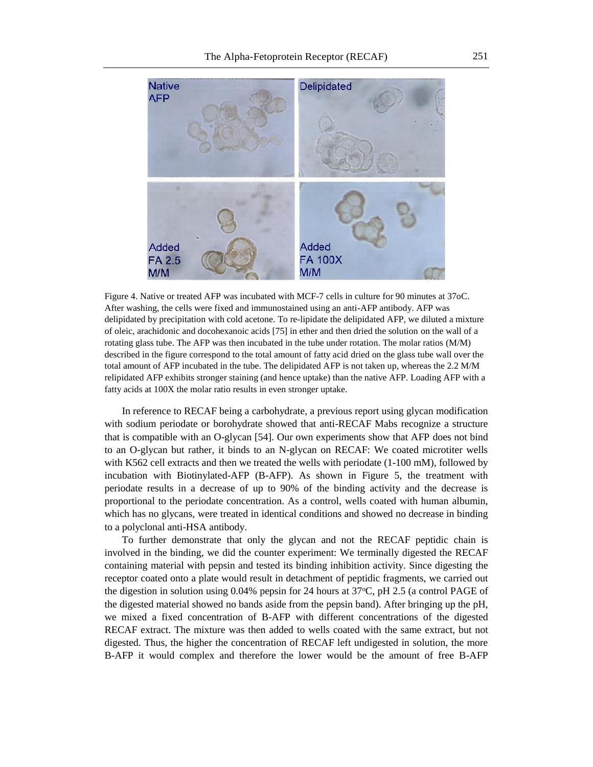Figure 4. Native or treated AFP was incubated with MCF-7 cells in culture for 90 minutes at 37oC. After washing, the cells were fixed and immunostained using an anti-AFP antibody. AFP was delipidated by precipitation with cold acetone. To re-lipidate the delipidated AFP, we diluted a mixture of oleic, arachidonic and docohexanoic acids [75] in ether and then dried the solution on the wall of a rotating glass tube. The AFP was then incubated in the tube under rotation. The molar ratios (M/M) described in the figure correspond to the total amount of fatty acid dried on the glass tube wall over the total amount of AFP incubated in the tube. The delipidated AFP is not taken up, whereas the 2.2 M/M relipidated AFP exhibits stronger staining (and hence uptake) than the native AFP. Loading AFP with a fatty acids at 100X the molar ratio results in even stronger uptake.

In reference to RECAF being a carbohydrate, a previous report using glycan modification with sodium periodate or borohydrate showed that anti-RECAF Mabs recognize a structure that is compatible with an O-glycan [54]. Our own experiments show that AFP does not bind to an O-glycan but rather, it binds to an N-glycan on RECAF: We coated microtiter wells with K562 cell extracts and then we treated the wells with periodate (1-100 mM), followed by incubation with Biotinylated-AFP (B-AFP). As shown in Figure 5, the treatment with periodate results in a decrease of up to 90% of the binding activity and the decrease is proportional to the periodate concentration. As a control, wells coated with human albumin, which has no glycans, were treated in identical conditions and showed no decrease in binding to a polyclonal anti-HSA antibody.

To further demonstrate that only the glycan and not the RECAF peptidic chain is involved in the binding, we did the counter experiment: We terminally digested the RECAF containing material with pepsin and tested its binding inhibition activity. Since digesting the receptor coated onto a plate would result in detachment of peptidic fragments, we carried out the digestion in solution using 0.04% pepsin for 24 hours at 37°C, pH 2.5 (a control PAGE of the digested material showed no bands aside from the pepsin band). After bringing up the pH, we mixed a fixed concentration of B-AFP with different concentrations of the digested RECAF extract. The mixture was then added to wells coated with the same extract, but not digested. Thus, the higher the concentration of RECAF left undigested in solution, the more B-AFP it would complex and therefore the lower would be the amount of free B-AFP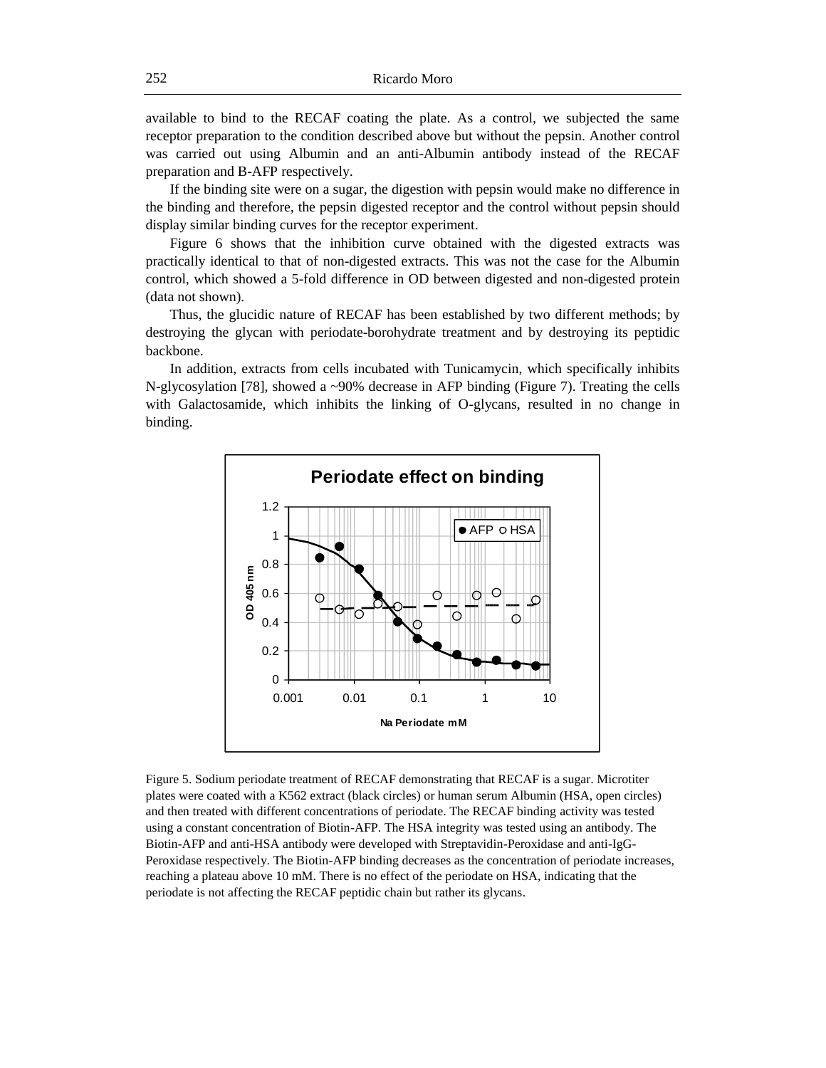available to bind to the RECAF coating the plate. As a control, we subjected the same receptor preparation to the condition described above but without the pepsin. Another control was carried out using Albumin and an anti-Albumin antibody instead of the RECAF preparation and B-AFP respectively.

If the binding site were on a sugar, the digestion with pepsin would make no difference in the binding and therefore, the pepsin digested receptor and the control without pepsin should display similar binding curves for the receptor experiment.

Figure 6 shows that the inhibition curve obtained with the digested extracts was practically identical to that of non-digested extracts. This was not the case for the Albumin control, which showed a 5-fold difference in OD between digested and non-digested protein (data not shown).

Thus, the glucidic nature of RECAF has been established by two different methods; by destroying the glycan with periodate-borohydrate treatment and by destroying its peptidic backbone.

In addition, extracts from cells incubated with Tunicamycin, which specifically inhibits N-glycosylation [78], showed a ~90% decrease in AFP binding (Figure 7). Treating the cells with Galactosamide, which inhibits the linking of O-glycans, resulted in no change in binding.

Figure 5. Sodium periodate treatment of RECAF demonstrating that RECAF is a sugar. Microtiter plates were coated with a K562 extract (black circles) or human serum Albumin (HSA, open circles) and then treated with different concentrations of periodate. The RECAF binding activity was tested using a constant concentration of Biotin-AFP. The HSA integrity was tested using an antibody. The Biotin-AFP and anti-HSA antibody were developed with Streptavidin-Peroxidase and anti-IgG-Peroxidase respectively. The Biotin-AFP binding decreases as the concentration of periodate increases, reaching a plateau above 10 mM. There is no effect of the periodate on HSA, indicating that the periodate is not affecting the RECAF peptidic chain but rather its glycans.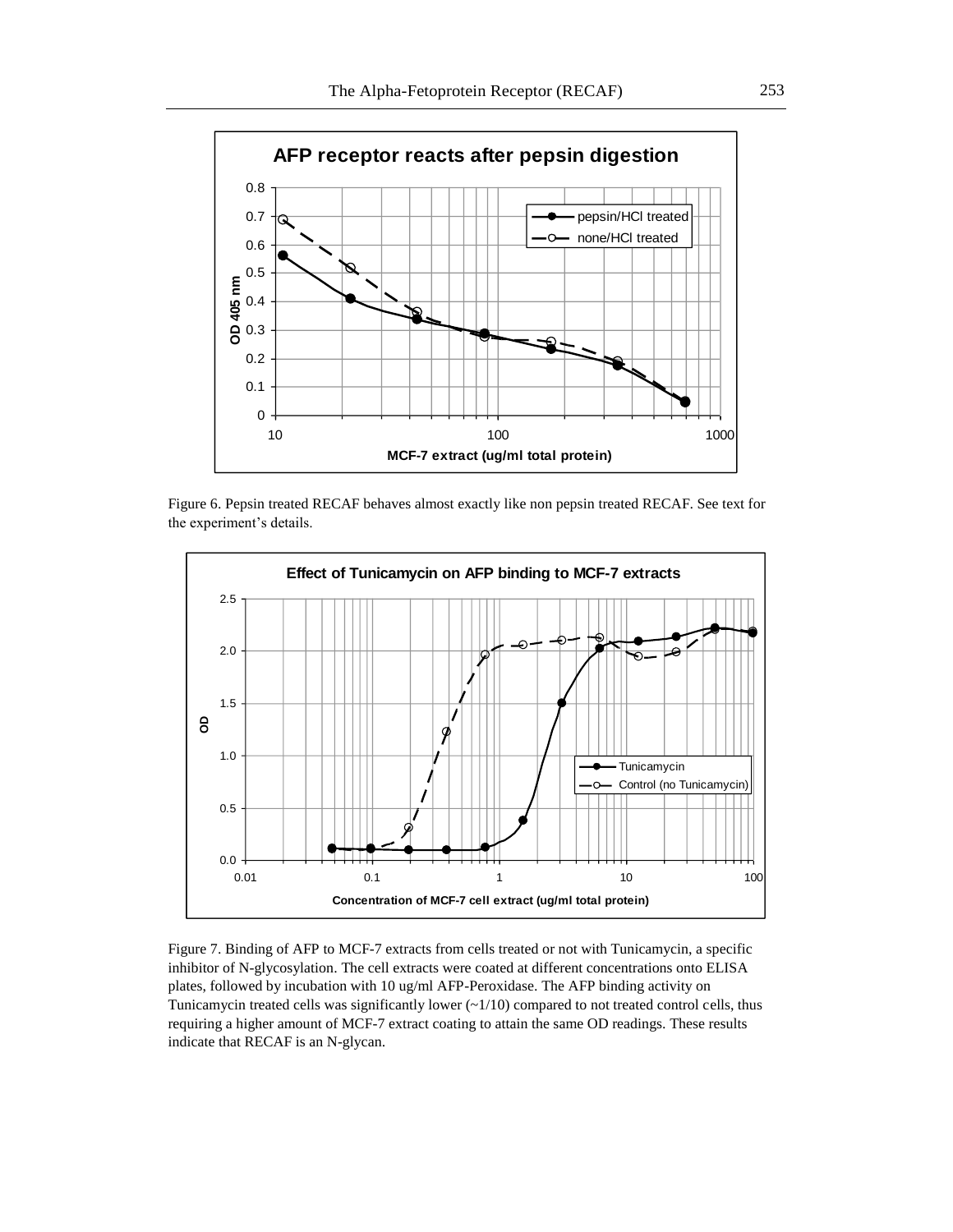Figure 6. Pepsin treated RECAF behaves almost exactly like non pepsin treated RECAF. See text for the experiment's details.

Figure 7. Binding of AFP to MCF-7 extracts from cells treated or not with Tunicamycin, a specific inhibitor of N-glycosylation. The cell extracts were coated at different concentrations onto ELISA plates, followed by incubation with 10 ug/ml AFP-Peroxidase. The AFP binding activity on Tunicamycin treated cells was significantly lower (~1/10) compared to not treated control cells, thus requiring a higher amount of MCF-7 extract coating to attain the same OD readings. These results indicate that RECAF is an N-glycan.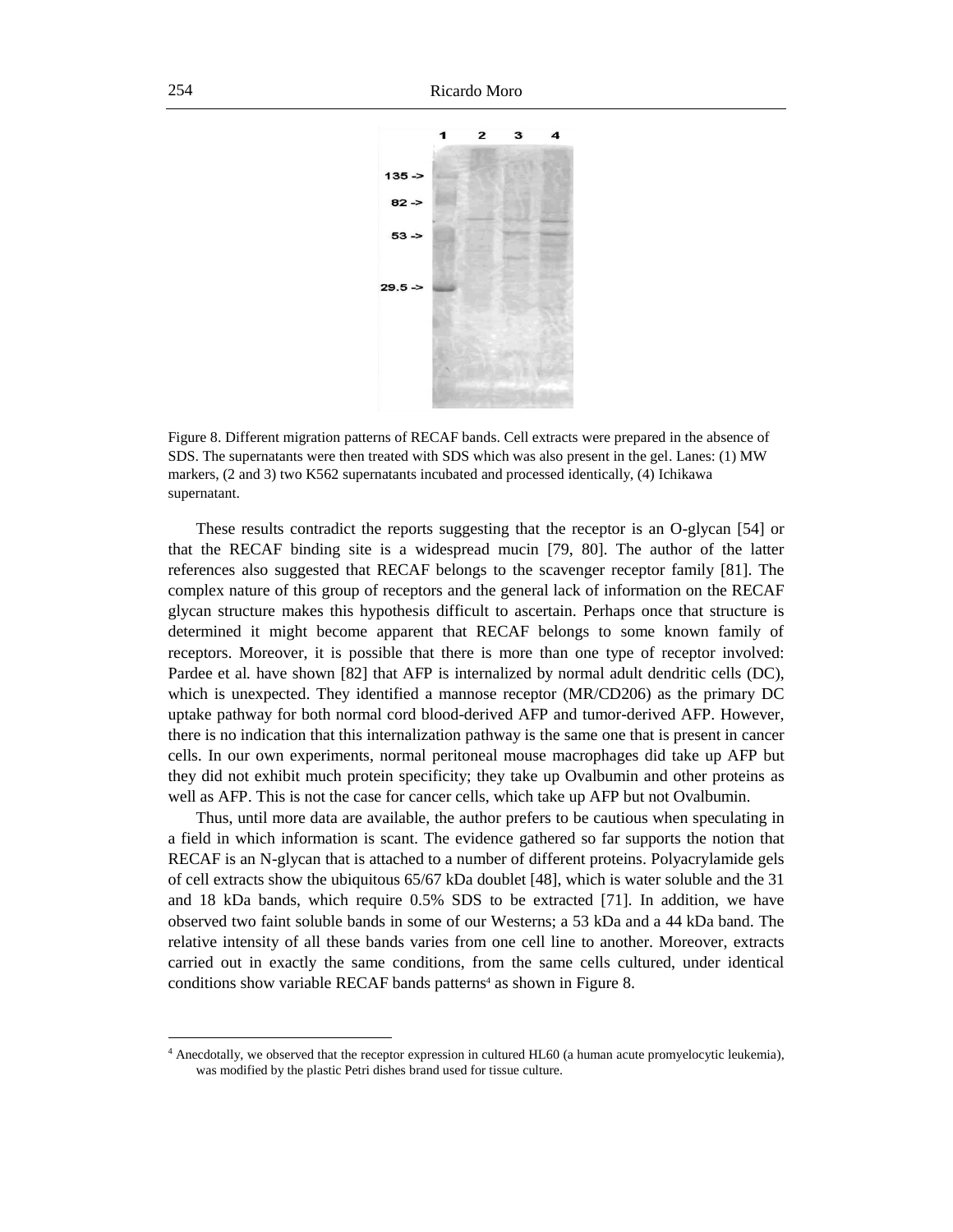Figure 8. Different migration patterns of RECAF bands. Cell extracts were prepared in the absence of SDS. The supernatants were then treated with SDS which was also present in the gel. Lanes: (1) MW markers, (2 and 3) two K562 supernatants incubated and processed identically, (4) Ichikawa supernatant.

These results contradict the reports suggesting that the receptor is an O-glycan [54] or that the RECAF binding site is a widespread mucin [79, 80]. The author of the latter references also suggested that RECAF belongs to the scavenger receptor family [81]. The complex nature of this group of receptors and the general lack of information on the RECAF glycan structure makes this hypothesis difficult to ascertain. Perhaps once that structure is determined it might become apparent that RECAF belongs to some known family of receptors. Moreover, it is possible that there is more than one type of receptor involved: Pardee et al*.* have shown [82] that AFP is internalized by normal adult dendritic cells (DC), which is unexpected. They identified a mannose receptor (MR/CD206) as the primary DC uptake pathway for both normal cord blood-derived AFP and tumor-derived AFP. However, there is no indication that this internalization pathway is the same one that is present in cancer cells. In our own experiments, normal peritoneal mouse macrophages did take up AFP but they did not exhibit much protein specificity; they take up Ovalbumin and other proteins as well as AFP. This is not the case for cancer cells, which take up AFP but not Ovalbumin.

Thus, until more data are available, the author prefers to be cautious when speculating in a field in which information is scant. The evidence gathered so far supports the notion that RECAF is an N-glycan that is attached to a number of different proteins. Polyacrylamide gels of cell extracts show the ubiquitous 65/67 kDa doublet [48], which is water soluble and the 31 and 18 kDa bands, which require 0.5% SDS to be extracted [71]. In addition, we have observed two faint soluble bands in some of our Westerns; a 53 kDa and a 44 kDa band. The relative intensity of all these bands varies from one cell line to another. Moreover, extracts carried out in exactly the same conditions, from the same cells cultured, under identical conditions show variable RECAF bands patterns[4] as shown in Figure 8.

[4] Anecdotally, we observed that the receptor expression in cultured HL60 (a human acute promyelocytic leukemia), was modified by the plastic Petri dishes brand used for tissue culture.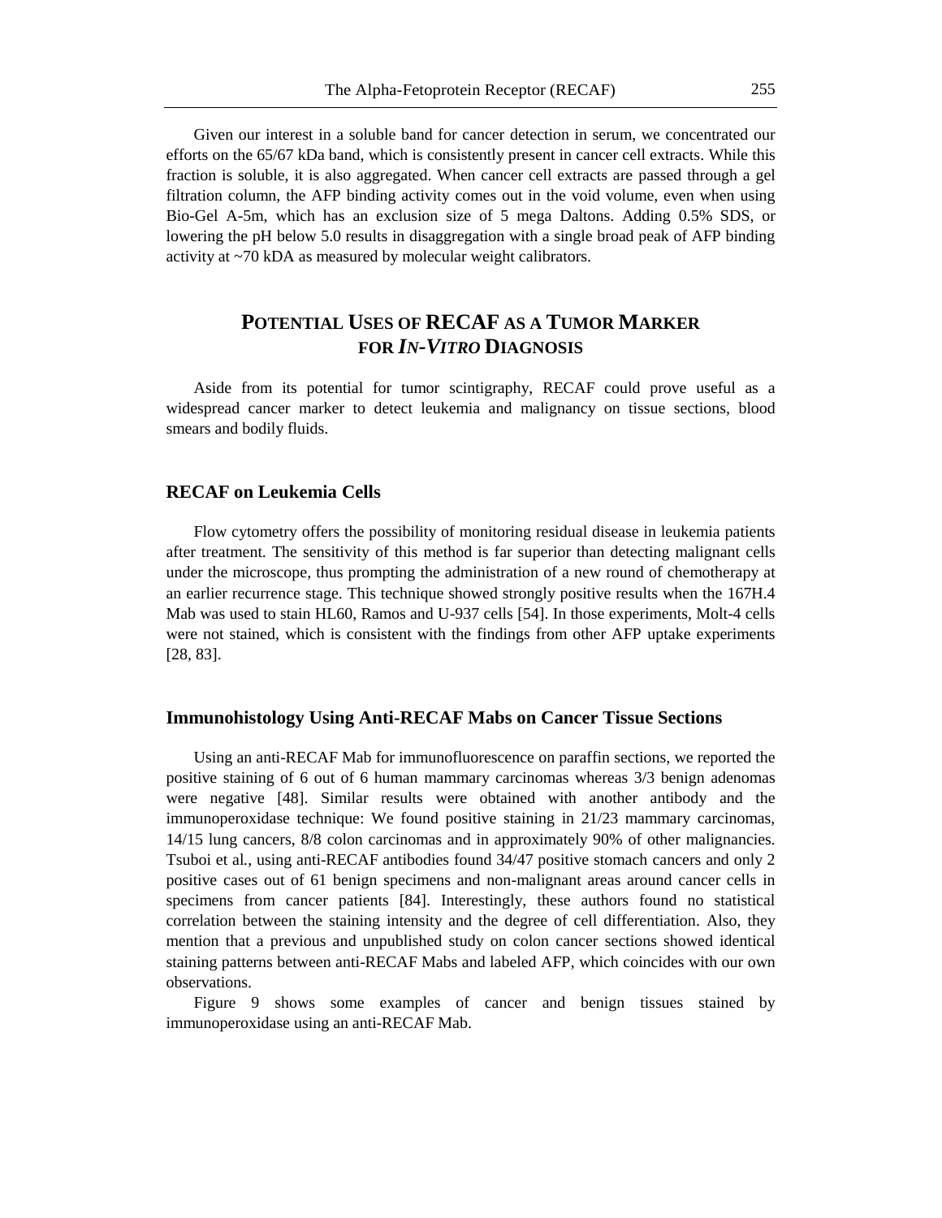Given our interest in a soluble band for cancer detection in serum, we concentrated our efforts on the 65/67 kDa band, which is consistently present in cancer cell extracts. While this fraction is soluble, it is also aggregated. When cancer cell extracts are passed through a gel filtration column, the AFP binding activity comes out in the void volume, even when using Bio-Gel A-5m, which has an exclusion size of 5 mega Daltons. Adding 0.5% SDS, or lowering the pH below 5.0 results in disaggregation with a single broad peak of AFP binding activity at ~70 kDA as measured by molecular weight calibrators.

## POTENTIAL USES OF RECAF AS A TUMOR MARKER FOR *IN-VITRO* DIAGNOSIS

Aside from its potential for tumor scintigraphy, RECAF could prove useful as a widespread cancer marker to detect leukemia and malignancy on tissue sections, blood smears and bodily fluids.

### RECAF on Leukemia Cells

Flow cytometry offers the possibility of monitoring residual disease in leukemia patients after treatment. The sensitivity of this method is far superior than detecting malignant cells under the microscope, thus prompting the administration of a new round of chemotherapy at an earlier recurrence stage. This technique showed strongly positive results when the 167H.4 Mab was used to stain HL60, Ramos and U-937 cells [54]. In those experiments, Molt-4 cells were not stained, which is consistent with the findings from other AFP uptake experiments [28, 83].

### Immunohistology Using Anti-RECAF Mabs on Cancer Tissue Sections

Using an anti-RECAF Mab for immunofluorescence on paraffin sections, we reported the positive staining of 6 out of 6 human mammary carcinomas whereas 3/3 benign adenomas were negative [48]. Similar results were obtained with another antibody and the immunoperoxidase technique: We found positive staining in 21/23 mammary carcinomas, 14/15 lung cancers, 8/8 colon carcinomas and in approximately 90% of other malignancies. Tsuboi et al*.*, using anti-RECAF antibodies found 34/47 positive stomach cancers and only 2 positive cases out of 61 benign specimens and non-malignant areas around cancer cells in specimens from cancer patients [84]. Interestingly, these authors found no statistical correlation between the staining intensity and the degree of cell differentiation. Also, they mention that a previous and unpublished study on colon cancer sections showed identical staining patterns between anti-RECAF Mabs and labeled AFP, which coincides with our own observations.

Figure 9 shows some examples of cancer and benign tissues stained by immunoperoxidase using an anti-RECAF Mab.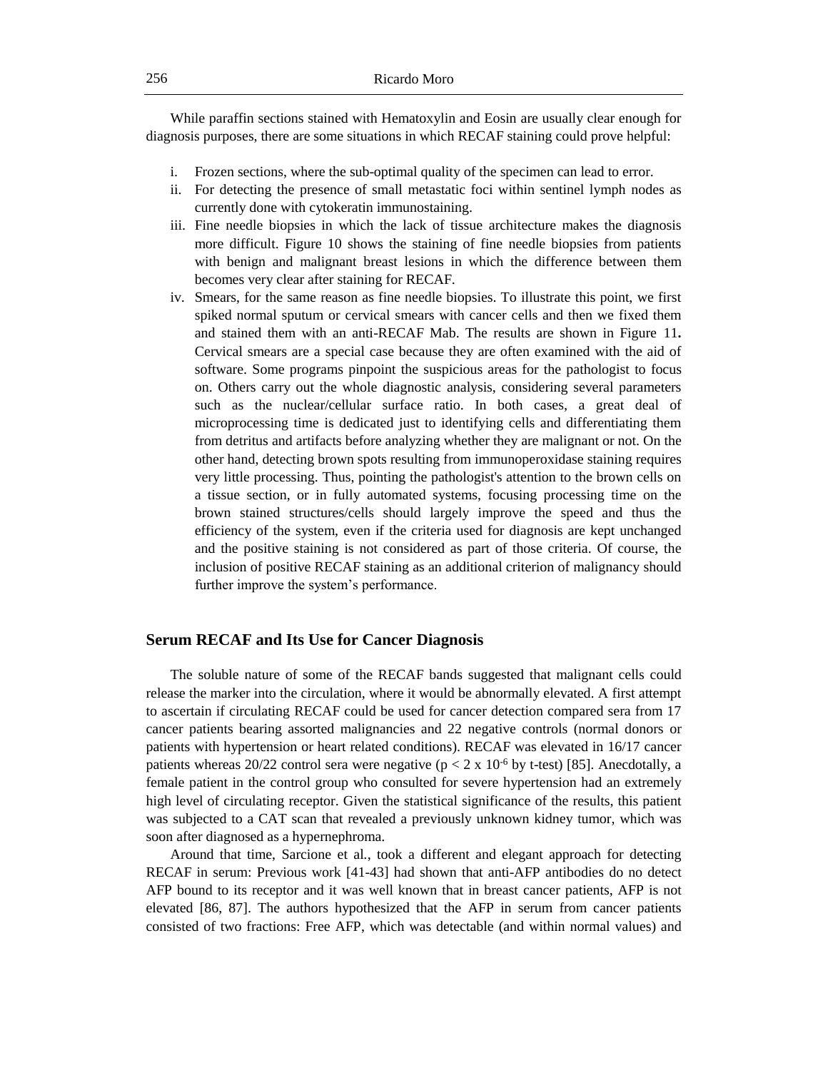While paraffin sections stained with Hematoxylin and Eosin are usually clear enough for diagnosis purposes, there are some situations in which RECAF staining could prove helpful:

i. Frozen sections, where the sub-optimal quality of the specimen can lead to error.
ii. For detecting the presence of small metastatic foci within sentinel lymph nodes as currently done with cytokeratin immunostaining.
iii. Fine needle biopsies in which the lack of tissue architecture makes the diagnosis more difficult. Figure 10 shows the staining of fine needle biopsies from patients with benign and malignant breast lesions in which the difference between them becomes very clear after staining for RECAF.
iv. Smears, for the same reason as fine needle biopsies. To illustrate this point, we first spiked normal sputum or cervical smears with cancer cells and then we fixed them and stained them with an anti-RECAF Mab. The results are shown in Figure 11**.** Cervical smears are a special case because they are often examined with the aid of software. Some programs pinpoint the suspicious areas for the pathologist to focus on. Others carry out the whole diagnostic analysis, considering several parameters such as the nuclear/cellular surface ratio. In both cases, a great deal of microprocessing time is dedicated just to identifying cells and differentiating them from detritus and artifacts before analyzing whether they are malignant or not. On the other hand, detecting brown spots resulting from immunoperoxidase staining requires very little processing. Thus, pointing the pathologist's attention to the brown cells on a tissue section, or in fully automated systems, focusing processing time on the brown stained structures/cells should largely improve the speed and thus the efficiency of the system, even if the criteria used for diagnosis are kept unchanged and the positive staining is not considered as part of those criteria. Of course, the inclusion of positive RECAF staining as an additional criterion of malignancy should further improve the system's performance.

## Serum RECAF and Its Use for Cancer Diagnosis

The soluble nature of some of the RECAF bands suggested that malignant cells could release the marker into the circulation, where it would be abnormally elevated. A first attempt to ascertain if circulating RECAF could be used for cancer detection compared sera from 17 cancer patients bearing assorted malignancies and 22 negative controls (normal donors or patients with hypertension or heart related conditions). RECAF was elevated in 16/17 cancer patients whereas 20/22 control sera were negative ($p < 2 \times 10^{-6}$ by t-test) [85]. Anecdotally, a female patient in the control group who consulted for severe hypertension had an extremely high level of circulating receptor. Given the statistical significance of the results, this patient was subjected to a CAT scan that revealed a previously unknown kidney tumor, which was soon after diagnosed as a hypernephroma.

Around that time, Sarcione et al., took a different and elegant approach for detecting RECAF in serum: Previous work [41-43] had shown that anti-AFP antibodies do no detect AFP bound to its receptor and it was well known that in breast cancer patients, AFP is not elevated [86, 87]. The authors hypothesized that the AFP in serum from cancer patients consisted of two fractions: Free AFP, which was detectable (and within normal values) and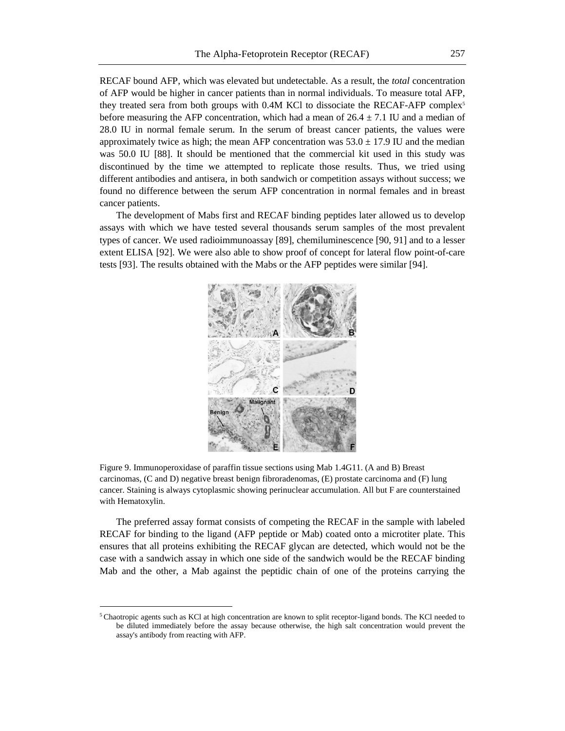RECAF bound AFP, which was elevated but undetectable. As a result, the *total* concentration of AFP would be higher in cancer patients than in normal individuals. To measure total AFP, they treated sera from both groups with 0.4M KCl to dissociate the RECAF-AFP complex[5] before measuring the AFP concentration, which had a mean of 26.4 ± 7.1 IU and a median of 28.0 IU in normal female serum. In the serum of breast cancer patients, the values were approximately twice as high; the mean AFP concentration was 53.0 ± 17.9 IU and the median was 50.0 IU [88]. It should be mentioned that the commercial kit used in this study was discontinued by the time we attempted to replicate those results. Thus, we tried using different antibodies and antisera, in both sandwich or competition assays without success; we found no difference between the serum AFP concentration in normal females and in breast cancer patients.

The development of Mabs first and RECAF binding peptides later allowed us to develop assays with which we have tested several thousands serum samples of the most prevalent types of cancer. We used radioimmunoassay [89], chemiluminescence [90, 91] and to a lesser extent ELISA [92]. We were also able to show proof of concept for lateral flow point-of-care tests [93]. The results obtained with the Mabs or the AFP peptides were similar [94].

Figure 9. Immunoperoxidase of paraffin tissue sections using Mab 1.4G11. (A and B) Breast carcinomas, (C and D) negative breast benign fibroradenomas, (E) prostate carcinoma and (F) lung cancer. Staining is always cytoplasmic showing perinuclear accumulation. All but F are counterstained with Hematoxylin.

The preferred assay format consists of competing the RECAF in the sample with labeled RECAF for binding to the ligand (AFP peptide or Mab) coated onto a microtiter plate. This ensures that all proteins exhibiting the RECAF glycan are detected, which would not be the case with a sandwich assay in which one side of the sandwich would be the RECAF binding Mab and the other, a Mab against the peptidic chain of one of the proteins carrying the

---

[5] Chaotropic agents such as KCl at high concentration are known to split receptor-ligand bonds. The KCl needed to be diluted immediately before the assay because otherwise, the high salt concentration would prevent the assay's antibody from reacting with AFP.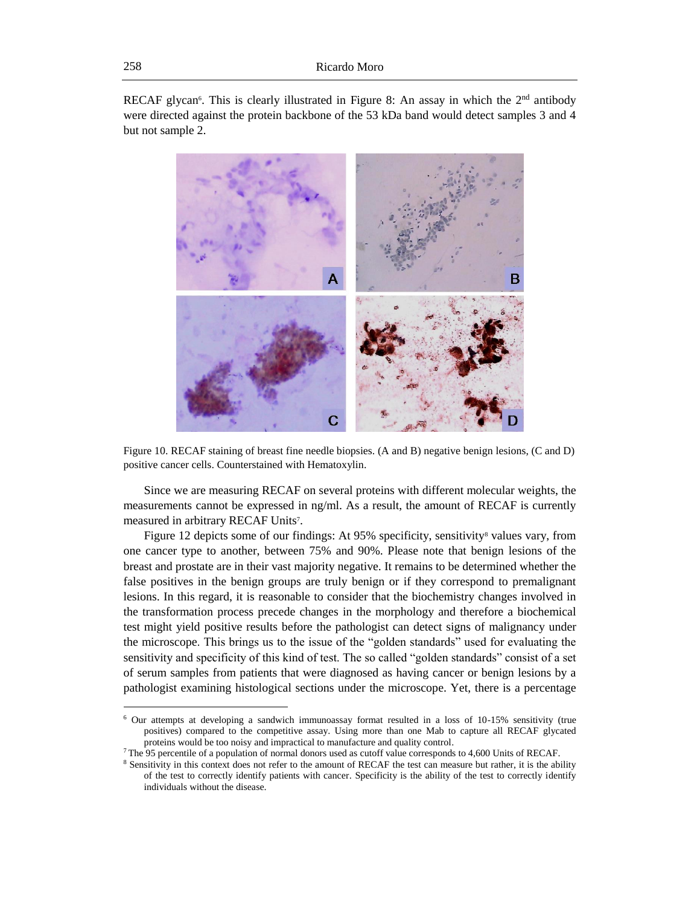RECAF glycan[6]. This is clearly illustrated in Figure 8: An assay in which the 2nd antibody were directed against the protein backbone of the 53 kDa band would detect samples 3 and 4 but not sample 2.

Figure 10. RECAF staining of breast fine needle biopsies. (A and B) negative benign lesions, (C and D) positive cancer cells. Counterstained with Hematoxylin.

Since we are measuring RECAF on several proteins with different molecular weights, the measurements cannot be expressed in ng/ml. As a result, the amount of RECAF is currently measured in arbitrary RECAF Units[7].

Figure 12 depicts some of our findings: At 95% specificity, sensitivity[8] values vary, from one cancer type to another, between 75% and 90%. Please note that benign lesions of the breast and prostate are in their vast majority negative. It remains to be determined whether the false positives in the benign groups are truly benign or if they correspond to premalignant lesions. In this regard, it is reasonable to consider that the biochemistry changes involved in the transformation process precede changes in the morphology and therefore a biochemical test might yield positive results before the pathologist can detect signs of malignancy under the microscope. This brings us to the issue of the "golden standards" used for evaluating the sensitivity and specificity of this kind of test. The so called "golden standards" consist of a set of serum samples from patients that were diagnosed as having cancer or benign lesions by a pathologist examining histological sections under the microscope. Yet, there is a percentage

---

[6] Our attempts at developing a sandwich immunoassay format resulted in a loss of 10-15% sensitivity (true positives) compared to the competitive assay. Using more than one Mab to capture all RECAF glycated proteins would be too noisy and impractical to manufacture and quality control.

[7] The 95 percentile of a population of normal donors used as cutoff value corresponds to 4,600 Units of RECAF.

[8] Sensitivity in this context does not refer to the amount of RECAF the test can measure but rather, it is the ability of the test to correctly identify patients with cancer. Specificity is the ability of the test to correctly identify individuals without the disease.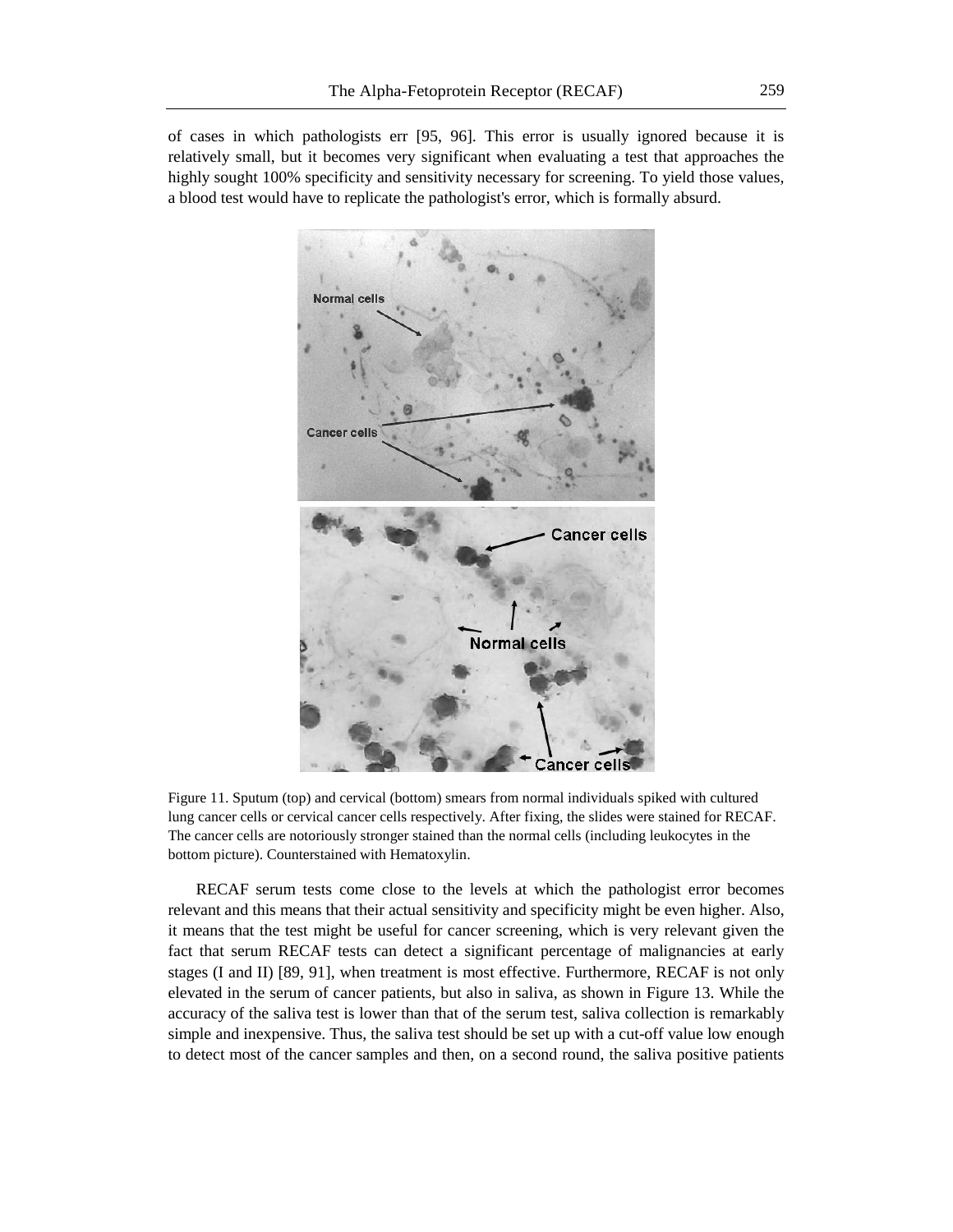of cases in which pathologists err [95, 96]. This error is usually ignored because it is relatively small, but it becomes very significant when evaluating a test that approaches the highly sought 100% specificity and sensitivity necessary for screening. To yield those values, a blood test would have to replicate the pathologist's error, which is formally absurd.

Figure 11. Sputum (top) and cervical (bottom) smears from normal individuals spiked with cultured lung cancer cells or cervical cancer cells respectively. After fixing, the slides were stained for RECAF. The cancer cells are notoriously stronger stained than the normal cells (including leukocytes in the bottom picture). Counterstained with Hematoxylin.

RECAF serum tests come close to the levels at which the pathologist error becomes relevant and this means that their actual sensitivity and specificity might be even higher. Also, it means that the test might be useful for cancer screening, which is very relevant given the fact that serum RECAF tests can detect a significant percentage of malignancies at early stages (I and II) [89, 91], when treatment is most effective. Furthermore, RECAF is not only elevated in the serum of cancer patients, but also in saliva, as shown in Figure 13. While the accuracy of the saliva test is lower than that of the serum test, saliva collection is remarkably simple and inexpensive. Thus, the saliva test should be set up with a cut-off value low enough to detect most of the cancer samples and then, on a second round, the saliva positive patients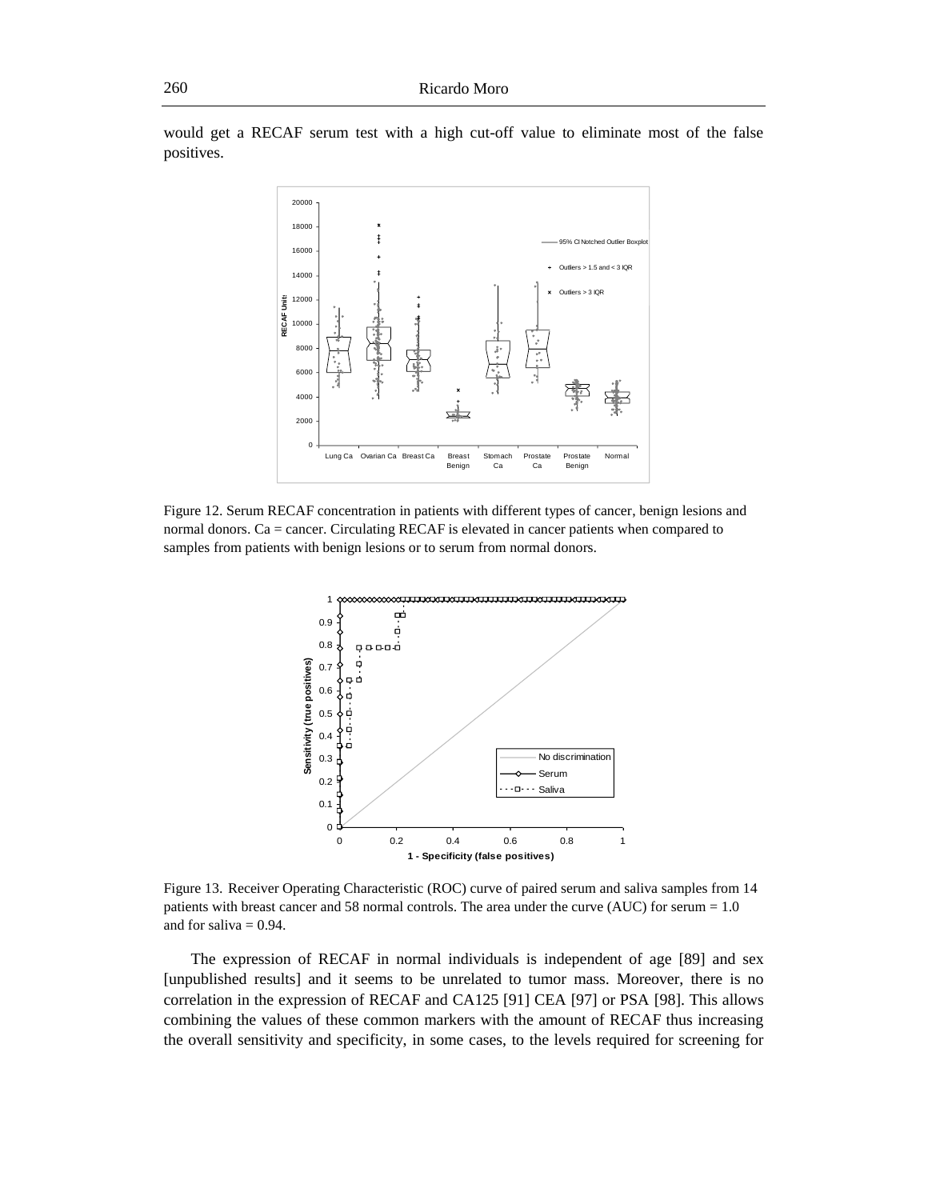would get a RECAF serum test with a high cut-off value to eliminate most of the false positives.

Figure 12. Serum RECAF concentration in patients with different types of cancer, benign lesions and normal donors. Ca = cancer. Circulating RECAF is elevated in cancer patients when compared to samples from patients with benign lesions or to serum from normal donors.

Figure 13. Receiver Operating Characteristic (ROC) curve of paired serum and saliva samples from 14 patients with breast cancer and 58 normal controls. The area under the curve (AUC) for serum = 1.0 and for saliva = 0.94.

The expression of RECAF in normal individuals is independent of age [89] and sex [unpublished results] and it seems to be unrelated to tumor mass. Moreover, there is no correlation in the expression of RECAF and CA125 [91] CEA [97] or PSA [98]. This allows combining the values of these common markers with the amount of RECAF thus increasing the overall sensitivity and specificity, in some cases, to the levels required for screening for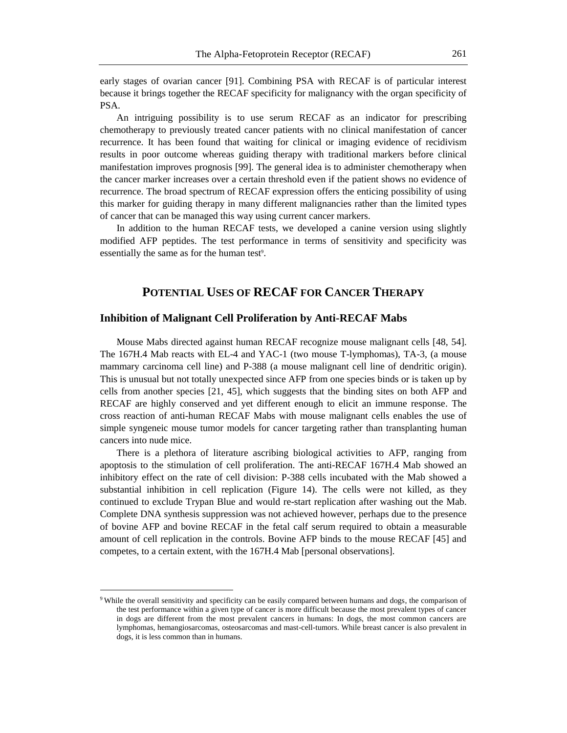early stages of ovarian cancer [91]. Combining PSA with RECAF is of particular interest because it brings together the RECAF specificity for malignancy with the organ specificity of PSA.

An intriguing possibility is to use serum RECAF as an indicator for prescribing chemotherapy to previously treated cancer patients with no clinical manifestation of cancer recurrence. It has been found that waiting for clinical or imaging evidence of recidivism results in poor outcome whereas guiding therapy with traditional markers before clinical manifestation improves prognosis [99]. The general idea is to administer chemotherapy when the cancer marker increases over a certain threshold even if the patient shows no evidence of recurrence. The broad spectrum of RECAF expression offers the enticing possibility of using this marker for guiding therapy in many different malignancies rather than the limited types of cancer that can be managed this way using current cancer markers.

In addition to the human RECAF tests, we developed a canine version using slightly modified AFP peptides. The test performance in terms of sensitivity and specificity was essentially the same as for the human test[9].

## Potential Uses of RECAF for Cancer Therapy

### Inhibition of Malignant Cell Proliferation by Anti-RECAF Mabs

Mouse Mabs directed against human RECAF recognize mouse malignant cells [48, 54]. The 167H.4 Mab reacts with EL-4 and YAC-1 (two mouse T-lymphomas), TA-3, (a mouse mammary carcinoma cell line) and P-388 (a mouse malignant cell line of dendritic origin). This is unusual but not totally unexpected since AFP from one species binds or is taken up by cells from another species [21, 45], which suggests that the binding sites on both AFP and RECAF are highly conserved and yet different enough to elicit an immune response. The cross reaction of anti-human RECAF Mabs with mouse malignant cells enables the use of simple syngeneic mouse tumor models for cancer targeting rather than transplanting human cancers into nude mice.

There is a plethora of literature ascribing biological activities to AFP, ranging from apoptosis to the stimulation of cell proliferation. The anti-RECAF 167H.4 Mab showed an inhibitory effect on the rate of cell division: P-388 cells incubated with the Mab showed a substantial inhibition in cell replication (Figure 14). The cells were not killed, as they continued to exclude Trypan Blue and would re-start replication after washing out the Mab. Complete DNA synthesis suppression was not achieved however, perhaps due to the presence of bovine AFP and bovine RECAF in the fetal calf serum required to obtain a measurable amount of cell replication in the controls. Bovine AFP binds to the mouse RECAF [45] and competes, to a certain extent, with the 167H.4 Mab [personal observations].

---

[9] While the overall sensitivity and specificity can be easily compared between humans and dogs, the comparison of the test performance within a given type of cancer is more difficult because the most prevalent types of cancer in dogs are different from the most prevalent cancers in humans: In dogs, the most common cancers are lymphomas, hemangiosarcomas, osteosarcomas and mast-cell-tumors. While breast cancer is also prevalent in dogs, it is less common than in humans.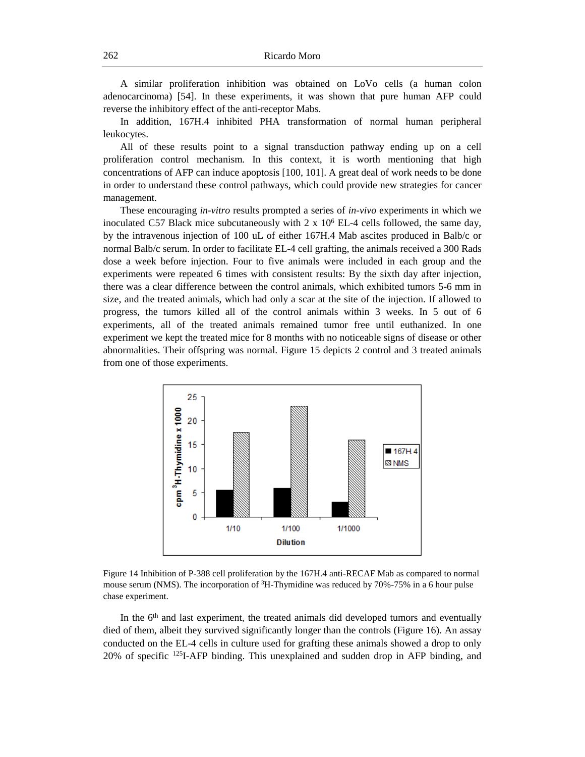A similar proliferation inhibition was obtained on LoVo cells (a human colon adenocarcinoma) [54]. In these experiments, it was shown that pure human AFP could reverse the inhibitory effect of the anti-receptor Mabs.

In addition, 167H.4 inhibited PHA transformation of normal human peripheral leukocytes.

All of these results point to a signal transduction pathway ending up on a cell proliferation control mechanism. In this context, it is worth mentioning that high concentrations of AFP can induce apoptosis [100, 101]. A great deal of work needs to be done in order to understand these control pathways, which could provide new strategies for cancer management.

These encouraging *in-vitro* results prompted a series of *in-vivo* experiments in which we inoculated C57 Black mice subcutaneously with $2 \times 10^6$ EL-4 cells followed, the same day, by the intravenous injection of 100 uL of either 167H.4 Mab ascites produced in Balb/c or normal Balb/c serum. In order to facilitate EL-4 cell grafting, the animals received a 300 Rads dose a week before injection. Four to five animals were included in each group and the experiments were repeated 6 times with consistent results: By the sixth day after injection, there was a clear difference between the control animals, which exhibited tumors 5-6 mm in size, and the treated animals, which had only a scar at the site of the injection. If allowed to progress, the tumors killed all of the control animals within 3 weeks. In 5 out of 6 experiments, all of the treated animals remained tumor free until euthanized. In one experiment we kept the treated mice for 8 months with no noticeable signs of disease or other abnormalities. Their offspring was normal. Figure 15 depicts 2 control and 3 treated animals from one of those experiments.

| Dilution | 167H.4 | NMS |
|---|---|---|
| 1/10 | ~5.5 | ~17.5 |
| 1/100 | ~6 | ~23 |
| 1/1000 | ~3 | ~16 |

Figure 14 Inhibition of P-388 cell proliferation by the 167H.4 anti-RECAF Mab as compared to normal mouse serum (NMS). The incorporation of $^3$H-Thymidine was reduced by 70%-75% in a 6 hour pulse chase experiment.

In the 6th and last experiment, the treated animals did developed tumors and eventually died of them, albeit they survived significantly longer than the controls (Figure 16). An assay conducted on the EL-4 cells in culture used for grafting these animals showed a drop to only 20% of specific $^{125}$I-AFP binding. This unexplained and sudden drop in AFP binding, and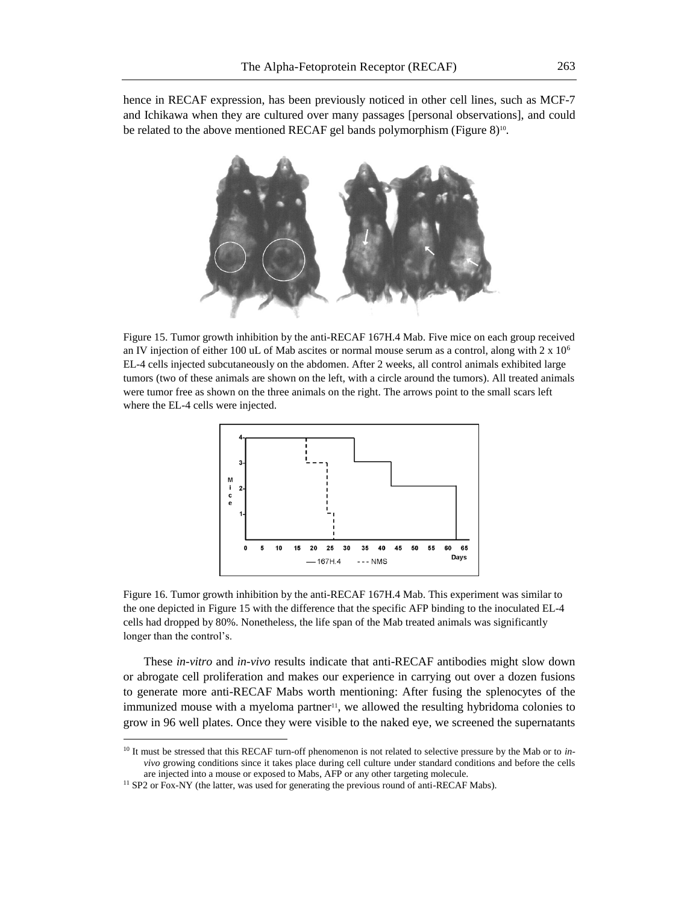hence in RECAF expression, has been previously noticed in other cell lines, such as MCF-7 and Ichikawa when they are cultured over many passages [personal observations], and could be related to the above mentioned RECAF gel bands polymorphism (Figure 8)[10].

Figure 15. Tumor growth inhibition by the anti-RECAF 167H.4 Mab. Five mice on each group received an IV injection of either 100 uL of Mab ascites or normal mouse serum as a control, along with 2 x $10^6$ EL-4 cells injected subcutaneously on the abdomen. After 2 weeks, all control animals exhibited large tumors (two of these animals are shown on the left, with a circle around the tumors). All treated animals were tumor free as shown on the three animals on the right. The arrows point to the small scars left where the EL-4 cells were injected.

Figure 16. Tumor growth inhibition by the anti-RECAF 167H.4 Mab. This experiment was similar to the one depicted in Figure 15 with the difference that the specific AFP binding to the inoculated EL-4 cells had dropped by 80%. Nonetheless, the life span of the Mab treated animals was significantly longer than the control's.

These *in-vitro* and *in-vivo* results indicate that anti-RECAF antibodies might slow down or abrogate cell proliferation and makes our experience in carrying out over a dozen fusions to generate more anti-RECAF Mabs worth mentioning: After fusing the splenocytes of the immunized mouse with a myeloma partner[11], we allowed the resulting hybridoma colonies to grow in 96 well plates. Once they were visible to the naked eye, we screened the supernatants

---

[10] It must be stressed that this RECAF turn-off phenomenon is not related to selective pressure by the Mab or to *in-vivo* growing conditions since it takes place during cell culture under standard conditions and before the cells are injected into a mouse or exposed to Mabs, AFP or any other targeting molecule.

[11] SP2 or Fox-NY (the latter, was used for generating the previous round of anti-RECAF Mabs).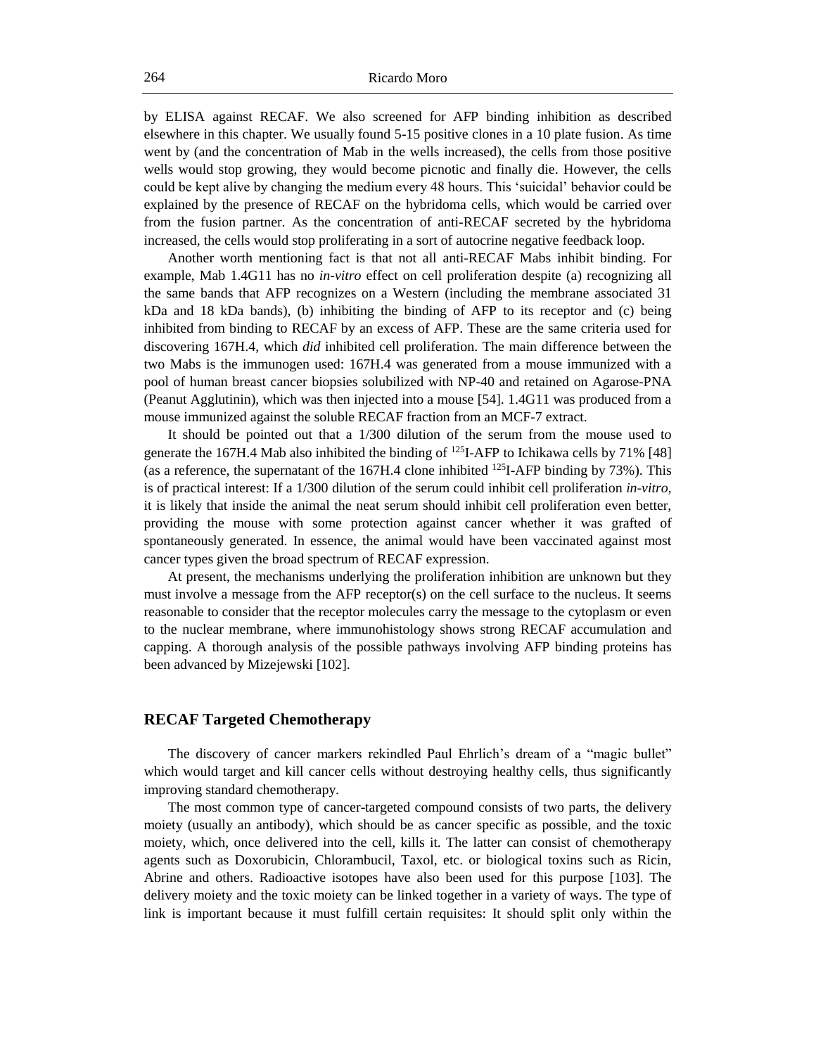by ELISA against RECAF. We also screened for AFP binding inhibition as described elsewhere in this chapter. We usually found 5-15 positive clones in a 10 plate fusion. As time went by (and the concentration of Mab in the wells increased), the cells from those positive wells would stop growing, they would become picnotic and finally die. However, the cells could be kept alive by changing the medium every 48 hours. This 'suicidal' behavior could be explained by the presence of RECAF on the hybridoma cells, which would be carried over from the fusion partner. As the concentration of anti-RECAF secreted by the hybridoma increased, the cells would stop proliferating in a sort of autocrine negative feedback loop.

Another worth mentioning fact is that not all anti-RECAF Mabs inhibit binding. For example, Mab 1.4G11 has no *in-vitro* effect on cell proliferation despite (a) recognizing all the same bands that AFP recognizes on a Western (including the membrane associated 31 kDa and 18 kDa bands), (b) inhibiting the binding of AFP to its receptor and (c) being inhibited from binding to RECAF by an excess of AFP. These are the same criteria used for discovering 167H.4, which *did* inhibited cell proliferation. The main difference between the two Mabs is the immunogen used: 167H.4 was generated from a mouse immunized with a pool of human breast cancer biopsies solubilized with NP-40 and retained on Agarose-PNA (Peanut Agglutinin), which was then injected into a mouse [54]. 1.4G11 was produced from a mouse immunized against the soluble RECAF fraction from an MCF-7 extract.

It should be pointed out that a 1/300 dilution of the serum from the mouse used to generate the 167H.4 Mab also inhibited the binding of $^{125}$I-AFP to Ichikawa cells by 71% [48] (as a reference, the supernatant of the 167H.4 clone inhibited $^{125}$I-AFP binding by 73%). This is of practical interest: If a 1/300 dilution of the serum could inhibit cell proliferation *in-vitro*, it is likely that inside the animal the neat serum should inhibit cell proliferation even better, providing the mouse with some protection against cancer whether it was grafted of spontaneously generated. In essence, the animal would have been vaccinated against most cancer types given the broad spectrum of RECAF expression.

At present, the mechanisms underlying the proliferation inhibition are unknown but they must involve a message from the AFP receptor(s) on the cell surface to the nucleus. It seems reasonable to consider that the receptor molecules carry the message to the cytoplasm or even to the nuclear membrane, where immunohistology shows strong RECAF accumulation and capping. A thorough analysis of the possible pathways involving AFP binding proteins has been advanced by Mizejewski [102].

## RECAF Targeted Chemotherapy

The discovery of cancer markers rekindled Paul Ehrlich's dream of a "magic bullet" which would target and kill cancer cells without destroying healthy cells, thus significantly improving standard chemotherapy.

The most common type of cancer-targeted compound consists of two parts, the delivery moiety (usually an antibody), which should be as cancer specific as possible, and the toxic moiety, which, once delivered into the cell, kills it. The latter can consist of chemotherapy agents such as Doxorubicin, Chlorambucil, Taxol, etc. or biological toxins such as Ricin, Abrine and others. Radioactive isotopes have also been used for this purpose [103]. The delivery moiety and the toxic moiety can be linked together in a variety of ways. The type of link is important because it must fulfill certain requisites: It should split only within the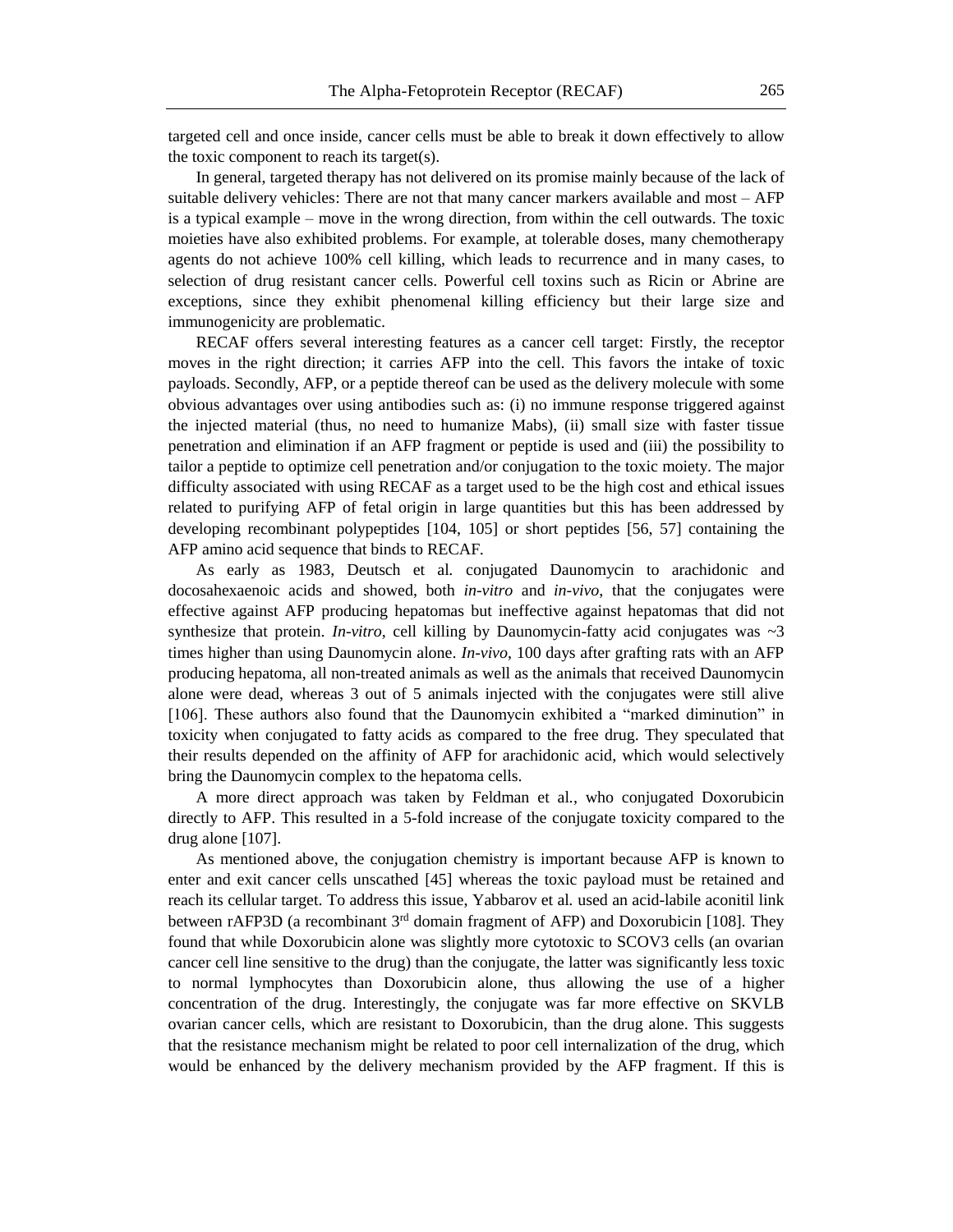targeted cell and once inside, cancer cells must be able to break it down effectively to allow the toxic component to reach its target(s).

In general, targeted therapy has not delivered on its promise mainly because of the lack of suitable delivery vehicles: There are not that many cancer markers available and most – AFP is a typical example – move in the wrong direction, from within the cell outwards. The toxic moieties have also exhibited problems. For example, at tolerable doses, many chemotherapy agents do not achieve 100% cell killing, which leads to recurrence and in many cases, to selection of drug resistant cancer cells. Powerful cell toxins such as Ricin or Abrine are exceptions, since they exhibit phenomenal killing efficiency but their large size and immunogenicity are problematic.

RECAF offers several interesting features as a cancer cell target: Firstly, the receptor moves in the right direction; it carries AFP into the cell. This favors the intake of toxic payloads. Secondly, AFP, or a peptide thereof can be used as the delivery molecule with some obvious advantages over using antibodies such as: (i) no immune response triggered against the injected material (thus, no need to humanize Mabs), (ii) small size with faster tissue penetration and elimination if an AFP fragment or peptide is used and (iii) the possibility to tailor a peptide to optimize cell penetration and/or conjugation to the toxic moiety. The major difficulty associated with using RECAF as a target used to be the high cost and ethical issues related to purifying AFP of fetal origin in large quantities but this has been addressed by developing recombinant polypeptides [104, 105] or short peptides [56, 57] containing the AFP amino acid sequence that binds to RECAF.

As early as 1983, Deutsch et al. conjugated Daunomycin to arachidonic and docosahexaenoic acids and showed, both *in-vitro* and *in-vivo*, that the conjugates were effective against AFP producing hepatomas but ineffective against hepatomas that did not synthesize that protein. *In-vitro*, cell killing by Daunomycin-fatty acid conjugates was ~3 times higher than using Daunomycin alone. *In-vivo*, 100 days after grafting rats with an AFP producing hepatoma, all non-treated animals as well as the animals that received Daunomycin alone were dead, whereas 3 out of 5 animals injected with the conjugates were still alive [106]. These authors also found that the Daunomycin exhibited a "marked diminution" in toxicity when conjugated to fatty acids as compared to the free drug. They speculated that their results depended on the affinity of AFP for arachidonic acid, which would selectively bring the Daunomycin complex to the hepatoma cells.

A more direct approach was taken by Feldman et al., who conjugated Doxorubicin directly to AFP. This resulted in a 5-fold increase of the conjugate toxicity compared to the drug alone [107].

As mentioned above, the conjugation chemistry is important because AFP is known to enter and exit cancer cells unscathed [45] whereas the toxic payload must be retained and reach its cellular target. To address this issue, Yabbarov et al. used an acid-labile aconitil link between rAFP3D (a recombinant 3rd domain fragment of AFP) and Doxorubicin [108]. They found that while Doxorubicin alone was slightly more cytotoxic to SCOV3 cells (an ovarian cancer cell line sensitive to the drug) than the conjugate, the latter was significantly less toxic to normal lymphocytes than Doxorubicin alone, thus allowing the use of a higher concentration of the drug. Interestingly, the conjugate was far more effective on SKVLB ovarian cancer cells, which are resistant to Doxorubicin, than the drug alone. This suggests that the resistance mechanism might be related to poor cell internalization of the drug, which would be enhanced by the delivery mechanism provided by the AFP fragment. If this is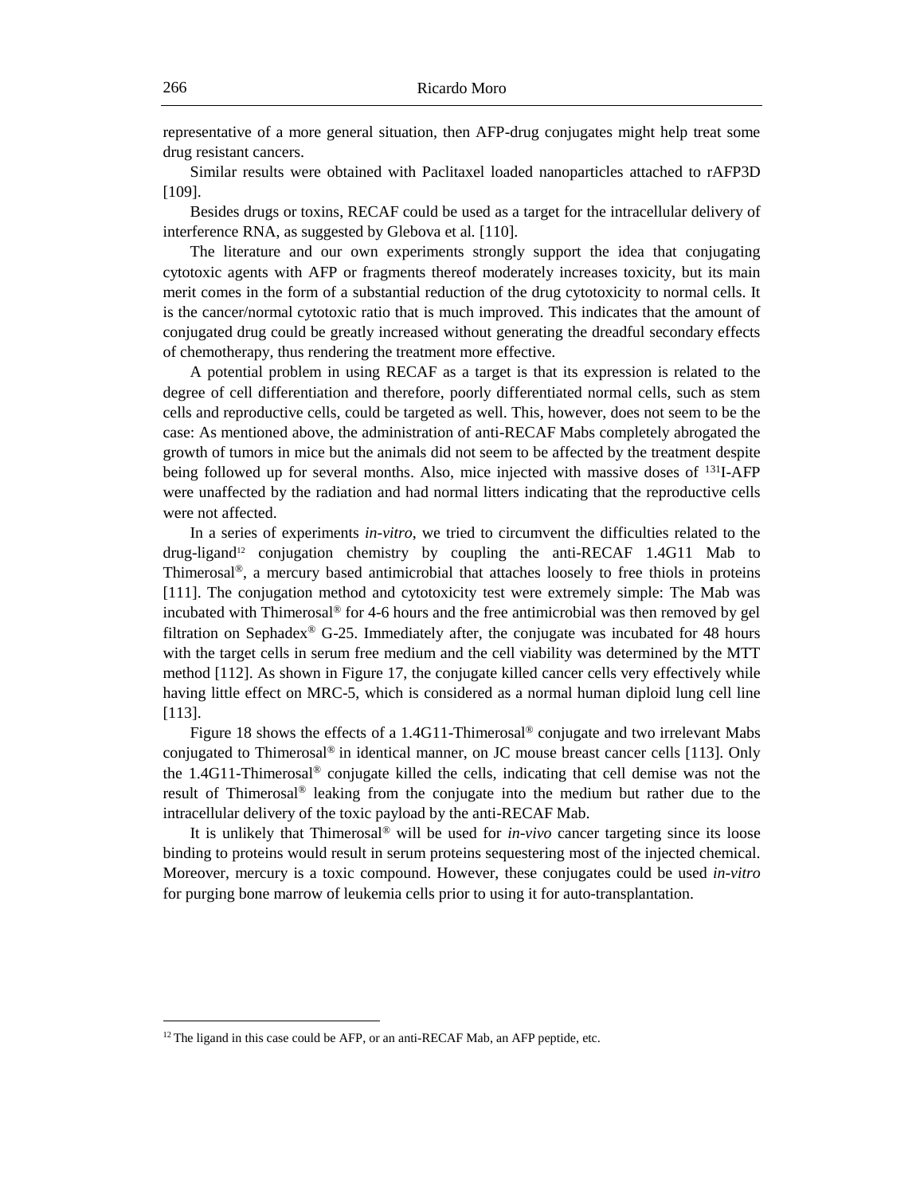representative of a more general situation, then AFP-drug conjugates might help treat some drug resistant cancers.

Similar results were obtained with Paclitaxel loaded nanoparticles attached to rAFP3D [109].

Besides drugs or toxins, RECAF could be used as a target for the intracellular delivery of interference RNA, as suggested by Glebova et al. [110].

The literature and our own experiments strongly support the idea that conjugating cytotoxic agents with AFP or fragments thereof moderately increases toxicity, but its main merit comes in the form of a substantial reduction of the drug cytotoxicity to normal cells. It is the cancer/normal cytotoxic ratio that is much improved. This indicates that the amount of conjugated drug could be greatly increased without generating the dreadful secondary effects of chemotherapy, thus rendering the treatment more effective.

A potential problem in using RECAF as a target is that its expression is related to the degree of cell differentiation and therefore, poorly differentiated normal cells, such as stem cells and reproductive cells, could be targeted as well. This, however, does not seem to be the case: As mentioned above, the administration of anti-RECAF Mabs completely abrogated the growth of tumors in mice but the animals did not seem to be affected by the treatment despite being followed up for several months. Also, mice injected with massive doses of $^{131}$I-AFP were unaffected by the radiation and had normal litters indicating that the reproductive cells were not affected.

In a series of experiments *in-vitro*, we tried to circumvent the difficulties related to the drug-ligand[12] conjugation chemistry by coupling the anti-RECAF 1.4G11 Mab to Thimerosal®, a mercury based antimicrobial that attaches loosely to free thiols in proteins [111]. The conjugation method and cytotoxicity test were extremely simple: The Mab was incubated with Thimerosal® for 4-6 hours and the free antimicrobial was then removed by gel filtration on Sephadex® G-25. Immediately after, the conjugate was incubated for 48 hours with the target cells in serum free medium and the cell viability was determined by the MTT method [112]. As shown in Figure 17, the conjugate killed cancer cells very effectively while having little effect on MRC-5, which is considered as a normal human diploid lung cell line [113].

Figure 18 shows the effects of a 1.4G11-Thimerosal® conjugate and two irrelevant Mabs conjugated to Thimerosal® in identical manner, on JC mouse breast cancer cells [113]. Only the 1.4G11-Thimerosal® conjugate killed the cells, indicating that cell demise was not the result of Thimerosal® leaking from the conjugate into the medium but rather due to the intracellular delivery of the toxic payload by the anti-RECAF Mab.

It is unlikely that Thimerosal® will be used for *in-vivo* cancer targeting since its loose binding to proteins would result in serum proteins sequestering most of the injected chemical. Moreover, mercury is a toxic compound. However, these conjugates could be used *in-vitro* for purging bone marrow of leukemia cells prior to using it for auto-transplantation.

[12] The ligand in this case could be AFP, or an anti-RECAF Mab, an AFP peptide, etc.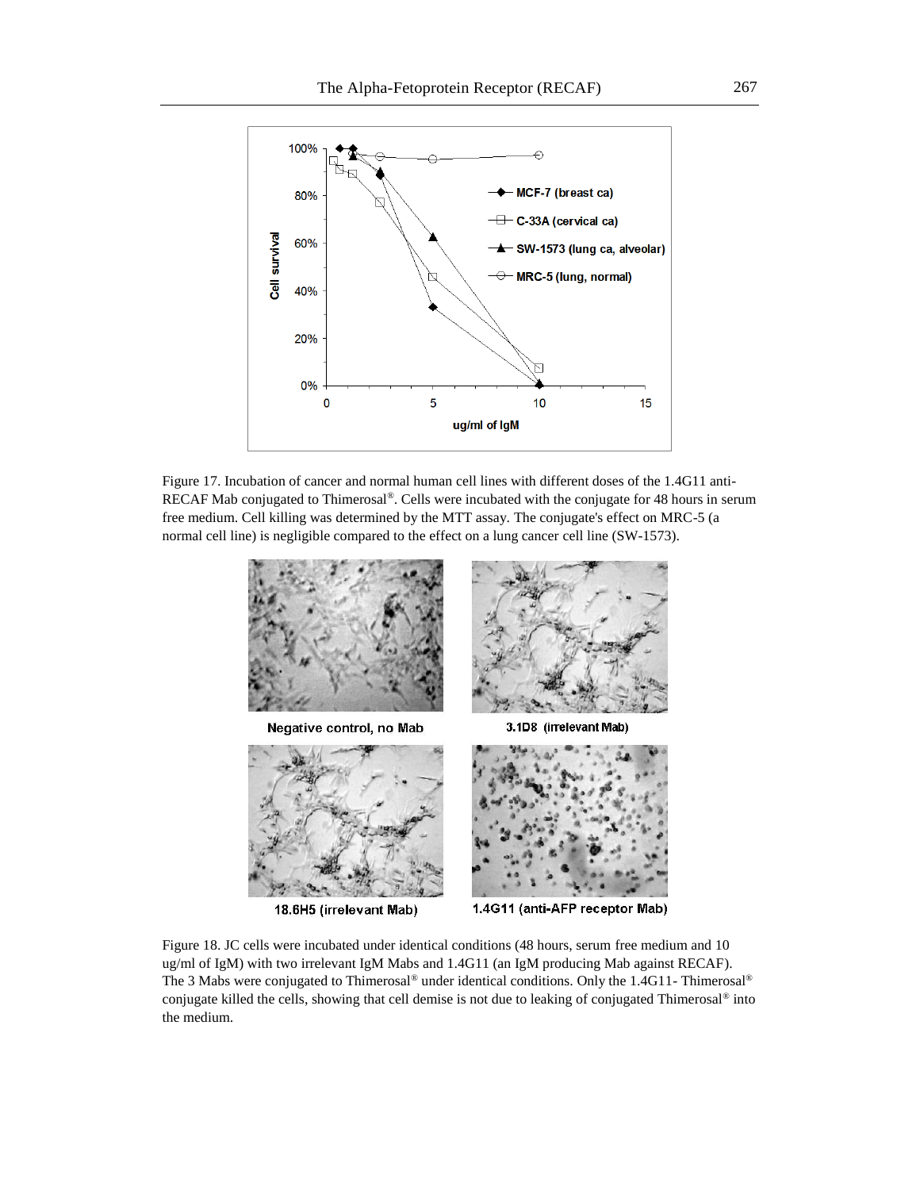Figure 17. Incubation of cancer and normal human cell lines with different doses of the 1.4G11 anti-RECAF Mab conjugated to Thimerosal®. Cells were incubated with the conjugate for 48 hours in serum free medium. Cell killing was determined by the MTT assay. The conjugate's effect on MRC-5 (a normal cell line) is negligible compared to the effect on a lung cancer cell line (SW-1573).

Figure 18. JC cells were incubated under identical conditions (48 hours, serum free medium and 10 ug/ml of IgM) with two irrelevant IgM Mabs and 1.4G11 (an IgM producing Mab against RECAF). The 3 Mabs were conjugated to Thimerosal® under identical conditions. Only the 1.4G11- Thimerosal® conjugate killed the cells, showing that cell demise is not due to leaking of conjugated Thimerosal® into the medium.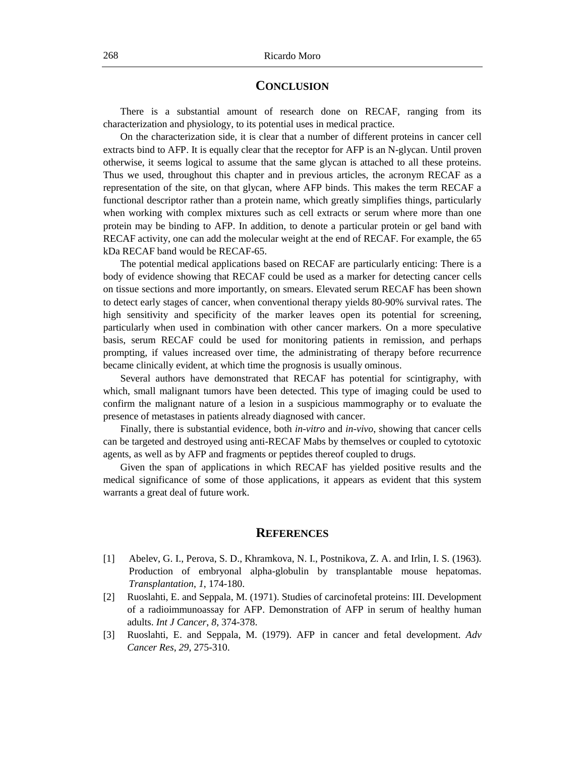## CONCLUSION

There is a substantial amount of research done on RECAF, ranging from its characterization and physiology, to its potential uses in medical practice.

On the characterization side, it is clear that a number of different proteins in cancer cell extracts bind to AFP. It is equally clear that the receptor for AFP is an N-glycan. Until proven otherwise, it seems logical to assume that the same glycan is attached to all these proteins. Thus we used, throughout this chapter and in previous articles, the acronym RECAF as a representation of the site, on that glycan, where AFP binds. This makes the term RECAF a functional descriptor rather than a protein name, which greatly simplifies things, particularly when working with complex mixtures such as cell extracts or serum where more than one protein may be binding to AFP. In addition, to denote a particular protein or gel band with RECAF activity, one can add the molecular weight at the end of RECAF. For example, the 65 kDa RECAF band would be RECAF-65.

The potential medical applications based on RECAF are particularly enticing: There is a body of evidence showing that RECAF could be used as a marker for detecting cancer cells on tissue sections and more importantly, on smears. Elevated serum RECAF has been shown to detect early stages of cancer, when conventional therapy yields 80-90% survival rates. The high sensitivity and specificity of the marker leaves open its potential for screening, particularly when used in combination with other cancer markers. On a more speculative basis, serum RECAF could be used for monitoring patients in remission, and perhaps prompting, if values increased over time, the administrating of therapy before recurrence became clinically evident, at which time the prognosis is usually ominous.

Several authors have demonstrated that RECAF has potential for scintigraphy, with which, small malignant tumors have been detected. This type of imaging could be used to confirm the malignant nature of a lesion in a suspicious mammography or to evaluate the presence of metastases in patients already diagnosed with cancer.

Finally, there is substantial evidence, both *in-vitro* and *in-vivo*, showing that cancer cells can be targeted and destroyed using anti-RECAF Mabs by themselves or coupled to cytotoxic agents, as well as by AFP and fragments or peptides thereof coupled to drugs.

Given the span of applications in which RECAF has yielded positive results and the medical significance of some of those applications, it appears as evident that this system warrants a great deal of future work.

## REFERENCES

[1] Abelev, G. I., Perova, S. D., Khramkova, N. I., Postnikova, Z. A. and Irlin, I. S. (1963). Production of embryonal alpha-globulin by transplantable mouse hepatomas. *Transplantation*, *1*, 174-180.

[2] Ruoslahti, E. and Seppala, M. (1971). Studies of carcinofetal proteins: III. Development of a radioimmunoassay for AFP. Demonstration of AFP in serum of healthy human adults. *Int J Cancer*, *8*, 374-378.

[3] Ruoslahti, E. and Seppala, M. (1979). AFP in cancer and fetal development. *Adv Cancer Res*, *29*, 275-310.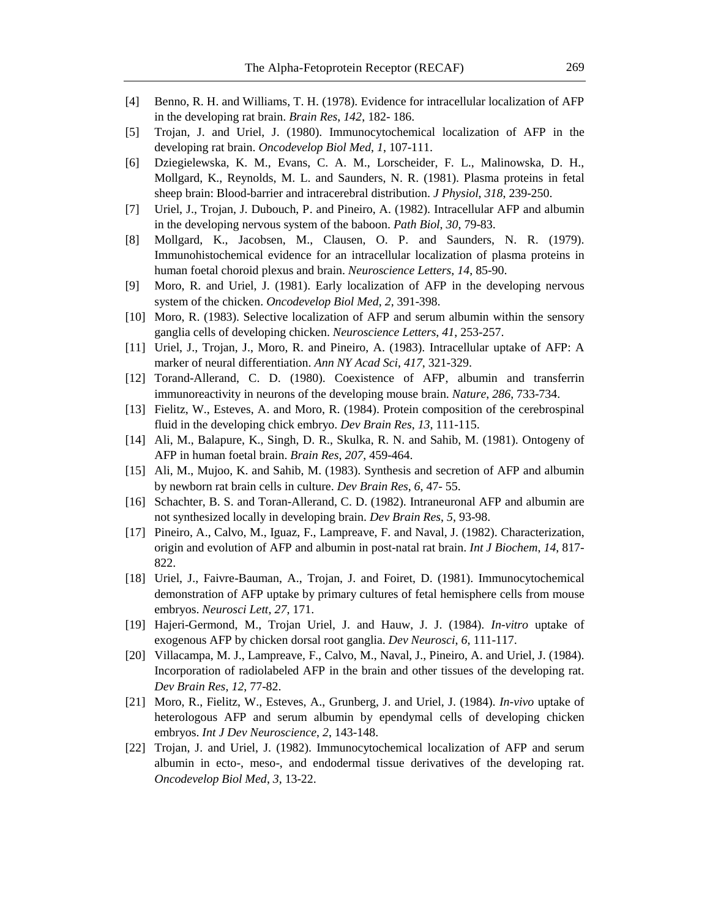[4] Benno, R. H. and Williams, T. H. (1978). Evidence for intracellular localization of AFP in the developing rat brain. *Brain Res*, *142*, 182- 186.

[5] Trojan, J. and Uriel, J. (1980). Immunocytochemical localization of AFP in the developing rat brain. *Oncodevelop Biol Med*, *1*, 107-111.

[6] Dziegielewska, K. M., Evans, C. A. M., Lorscheider, F. L., Malinowska, D. H., Mollgard, K., Reynolds, M. L. and Saunders, N. R. (1981). Plasma proteins in fetal sheep brain: Blood-barrier and intracerebral distribution. *J Physiol*, *318*, 239-250.

[7] Uriel, J., Trojan, J. Dubouch, P. and Pineiro, A. (1982). Intracellular AFP and albumin in the developing nervous system of the baboon. *Path Biol*, *30*, 79-83.

[8] Mollgard, K., Jacobsen, M., Clausen, O. P. and Saunders, N. R. (1979). Immunohistochemical evidence for an intracellular localization of plasma proteins in human foetal choroid plexus and brain. *Neuroscience Letters*, *14*, 85-90.

[9] Moro, R. and Uriel, J. (1981). Early localization of AFP in the developing nervous system of the chicken. *Oncodevelop Biol Med*, *2*, 391-398.

[10] Moro, R. (1983). Selective localization of AFP and serum albumin within the sensory ganglia cells of developing chicken. *Neuroscience Letters*, *41*, 253-257.

[11] Uriel, J., Trojan, J., Moro, R. and Pineiro, A. (1983). Intracellular uptake of AFP: A marker of neural differentiation. *Ann NY Acad Sci*, *417*, 321-329.

[12] Torand-Allerand, C. D. (1980). Coexistence of AFP, albumin and transferrin immunoreactivity in neurons of the developing mouse brain. *Nature*, *286*, 733-734.

[13] Fielitz, W., Esteves, A. and Moro, R. (1984). Protein composition of the cerebrospinal fluid in the developing chick embryo. *Dev Brain Res*, *13*, 111-115.

[14] Ali, M., Balapure, K., Singh, D. R., Skulka, R. N. and Sahib, M. (1981). Ontogeny of AFP in human foetal brain. *Brain Res*, *207*, 459-464.

[15] Ali, M., Mujoo, K. and Sahib, M. (1983). Synthesis and secretion of AFP and albumin by newborn rat brain cells in culture. *Dev Brain Res*, *6*, 47- 55.

[16] Schachter, B. S. and Toran-Allerand, C. D. (1982). Intraneuronal AFP and albumin are not synthesized locally in developing brain. *Dev Brain Res*, *5*, 93-98.

[17] Pineiro, A., Calvo, M., Iguaz, F., Lampreave, F. and Naval, J. (1982). Characterization, origin and evolution of AFP and albumin in post-natal rat brain. *Int J Biochem*, *14*, 817-822.

[18] Uriel, J., Faivre-Bauman, A., Trojan, J. and Foiret, D. (1981). Immunocytochemical demonstration of AFP uptake by primary cultures of fetal hemisphere cells from mouse embryos. *Neurosci Lett*, *27*, 171.

[19] Hajeri-Germond, M., Trojan Uriel, J. and Hauw, J. J. (1984). *In-vitro* uptake of exogenous AFP by chicken dorsal root ganglia. *Dev Neurosci*, *6*, 111-117.

[20] Villacampa, M. J., Lampreave, F., Calvo, M., Naval, J., Pineiro, A. and Uriel, J. (1984). Incorporation of radiolabeled AFP in the brain and other tissues of the developing rat. *Dev Brain Res*, *12*, 77-82.

[21] Moro, R., Fielitz, W., Esteves, A., Grunberg, J. and Uriel, J. (1984). *In-vivo* uptake of heterologous AFP and serum albumin by ependymal cells of developing chicken embryos. *Int J Dev Neuroscience*, *2*, 143-148.

[22] Trojan, J. and Uriel, J. (1982). Immunocytochemical localization of AFP and serum albumin in ecto-, meso-, and endodermal tissue derivatives of the developing rat. *Oncodevelop Biol Med*, *3*, 13-22.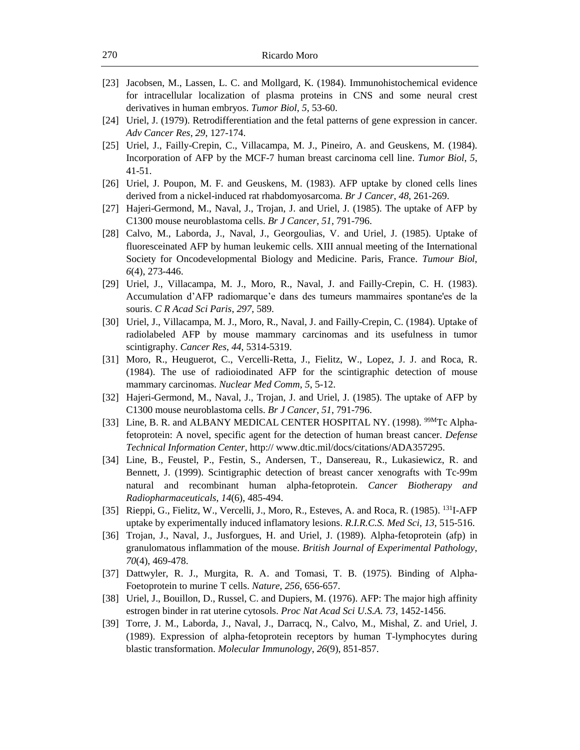[23] Jacobsen, M., Lassen, L. C. and Mollgard, K. (1984). Immunohistochemical evidence for intracellular localization of plasma proteins in CNS and some neural crest derivatives in human embryos. *Tumor Biol*, *5*, 53-60.

[24] Uriel, J. (1979). Retrodifferentiation and the fetal patterns of gene expression in cancer. *Adv Cancer Res*, *29*, 127-174.

[25] Uriel, J., Failly-Crepin, C., Villacampa, M. J., Pineiro, A. and Geuskens, M. (1984). Incorporation of AFP by the MCF-7 human breast carcinoma cell line. *Tumor Biol*, *5*, 41-51.

[26] Uriel, J. Poupon, M. F. and Geuskens, M. (1983). AFP uptake by cloned cells lines derived from a nickel-induced rat rhabdomyosarcoma. *Br J Cancer*, *48*, 261-269.

[27] Hajeri-Germond, M., Naval, J., Trojan, J. and Uriel, J. (1985). The uptake of AFP by C1300 mouse neuroblastoma cells. *Br J Cancer*, *51*, 791-796.

[28] Calvo, M., Laborda, J., Naval, J., Georgoulias, V. and Uriel, J. (1985). Uptake of fluoresceinated AFP by human leukemic cells. XIII annual meeting of the International Society for Oncodevelopmental Biology and Medicine. Paris, France. *Tumour Biol*, *6*(4), 273-446.

[29] Uriel, J., Villacampa, M. J., Moro, R., Naval, J. and Failly-Crepin, C. H. (1983). Accumulation d'AFP radiomarque'e dans des tumeurs mammaires spontane'es de la souris. *C R Acad Sci Paris*, *297*, 589.

[30] Uriel, J., Villacampa, M. J., Moro, R., Naval, J. and Failly-Crepin, C. (1984). Uptake of radiolabeled AFP by mouse mammary carcinomas and its usefulness in tumor scintigraphy. *Cancer Res*, *44*, 5314-5319.

[31] Moro, R., Heuguerot, C., Vercelli-Retta, J., Fielitz, W., Lopez, J. J. and Roca, R. (1984). The use of radioiodinated AFP for the scintigraphic detection of mouse mammary carcinomas. *Nuclear Med Comm*, *5*, 5-12.

[32] Hajeri-Germond, M., Naval, J., Trojan, J. and Uriel, J. (1985). The uptake of AFP by C1300 mouse neuroblastoma cells. *Br J Cancer*, *51*, 791-796.

[33] Line, B. R. and ALBANY MEDICAL CENTER HOSPITAL NY. (1998). $^{99M}$Tc Alpha-fetoprotein: A novel, specific agent for the detection of human breast cancer. *Defense Technical Information Center*, http:// www.dtic.mil/docs/citations/ADA357295.

[34] Line, B., Feustel, P., Festin, S., Andersen, T., Dansereau, R., Lukasiewicz, R. and Bennett, J. (1999). Scintigraphic detection of breast cancer xenografts with Tc-99m natural and recombinant human alpha-fetoprotein. *Cancer Biotherapy and Radiopharmaceuticals*, *14*(6), 485-494.

[35] Rieppi, G., Fielitz, W., Vercelli, J., Moro, R., Esteves, A. and Roca, R. (1985). $^{131}$I-AFP uptake by experimentally induced inflamatory lesions. *R.I.R.C.S. Med Sci*, *13*, 515-516.

[36] Trojan, J., Naval, J., Jusforgues, H. and Uriel, J. (1989). Alpha-fetoprotein (afp) in granulomatous inflammation of the mouse. *British Journal of Experimental Pathology*, *70*(4), 469-478.

[37] Dattwyler, R. J., Murgita, R. A. and Tomasi, T. B. (1975). Binding of Alpha-Foetoprotein to murine T cells. *Nature*, *256*, 656-657.

[38] Uriel, J., Bouillon, D., Russel, C. and Dupiers, M. (1976). AFP: The major high affinity estrogen binder in rat uterine cytosols. *Proc Nat Acad Sci U.S.A. 73*, 1452-1456.

[39] Torre, J. M., Laborda, J., Naval, J., Darracq, N., Calvo, M., Mishal, Z. and Uriel, J. (1989). Expression of alpha-fetoprotein receptors by human T-lymphocytes during blastic transformation. *Molecular Immunology*, *26*(9), 851-857.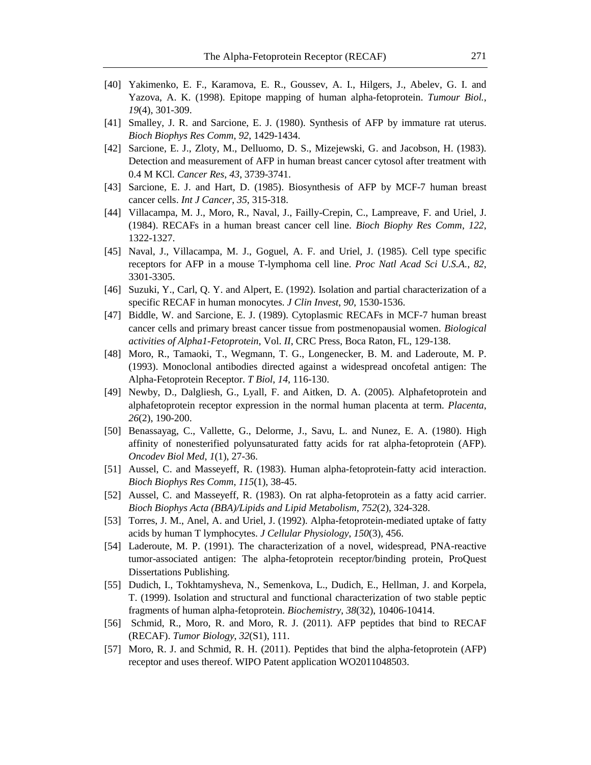[40] Yakimenko, E. F., Karamova, E. R., Goussev, A. I., Hilgers, J., Abelev, G. I. and Yazova, A. K. (1998). Epitope mapping of human alpha-fetoprotein. *Tumour Biol.*, *19*(4), 301-309.

[41] Smalley, J. R. and Sarcione, E. J. (1980). Synthesis of AFP by immature rat uterus. *Bioch Biophys Res Comm*, *92*, 1429-1434.

[42] Sarcione, E. J., Zloty, M., Delluomo, D. S., Mizejewski, G. and Jacobson, H. (1983). Detection and measurement of AFP in human breast cancer cytosol after treatment with 0.4 M KCl. *Cancer Res*, *43*, 3739-3741.

[43] Sarcione, E. J. and Hart, D. (1985). Biosynthesis of AFP by MCF-7 human breast cancer cells. *Int J Cancer*, *35*, 315-318.

[44] Villacampa, M. J., Moro, R., Naval, J., Failly-Crepin, C., Lampreave, F. and Uriel, J. (1984). RECAFs in a human breast cancer cell line. *Bioch Biophy Res Comm*, *122*, 1322-1327.

[45] Naval, J., Villacampa, M. J., Goguel, A. F. and Uriel, J. (1985). Cell type specific receptors for AFP in a mouse T-lymphoma cell line. *Proc Natl Acad Sci U.S.A.*, *82*, 3301-3305.

[46] Suzuki, Y., Carl, Q. Y. and Alpert, E. (1992). Isolation and partial characterization of a specific RECAF in human monocytes. *J Clin Invest*, *90*, 1530-1536.

[47] Biddle, W. and Sarcione, E. J. (1989). Cytoplasmic RECAFs in MCF-7 human breast cancer cells and primary breast cancer tissue from postmenopausial women. *Biological activities of Alpha1-Fetoprotein*, Vol. *II*, CRC Press, Boca Raton, FL, 129-138.

[48] Moro, R., Tamaoki, T., Wegmann, T. G., Longenecker, B. M. and Laderoute, M. P. (1993). Monoclonal antibodies directed against a widespread oncofetal antigen: The Alpha-Fetoprotein Receptor. *T Biol*, *14*, 116-130.

[49] Newby, D., Dalgliesh, G., Lyall, F. and Aitken, D. A. (2005). Alphafetoprotein and alphafetoprotein receptor expression in the normal human placenta at term. *Placenta*, *26*(2), 190-200.

[50] Benassayag, C., Vallette, G., Delorme, J., Savu, L. and Nunez, E. A. (1980). High affinity of nonesterified polyunsaturated fatty acids for rat alpha-fetoprotein (AFP). *Oncodev Biol Med*, *1*(1), 27-36.

[51] Aussel, C. and Masseyeff, R. (1983). Human alpha-fetoprotein-fatty acid interaction. *Bioch Biophys Res Comm*, *115*(1), 38-45.

[52] Aussel, C. and Masseyeff, R. (1983). On rat alpha-fetoprotein as a fatty acid carrier. *Bioch Biophys Acta (BBA)/Lipids and Lipid Metabolism*, *752*(2), 324-328.

[53] Torres, J. M., Anel, A. and Uriel, J. (1992). Alpha-fetoprotein-mediated uptake of fatty acids by human T lymphocytes. *J Cellular Physiology*, *150*(3), 456.

[54] Laderoute, M. P. (1991). The characterization of a novel, widespread, PNA-reactive tumor-associated antigen: The alpha-fetoprotein receptor/binding protein, ProQuest Dissertations Publishing.

[55] Dudich, I., Tokhtamysheva, N., Semenkova, L., Dudich, E., Hellman, J. and Korpela, T. (1999). Isolation and structural and functional characterization of two stable peptic fragments of human alpha-fetoprotein. *Biochemistry*, *38*(32), 10406-10414.

[56] Schmid, R., Moro, R. and Moro, R. J. (2011). AFP peptides that bind to RECAF (RECAF). *Tumor Biology*, *32*(S1), 111.

[57] Moro, R. J. and Schmid, R. H. (2011). Peptides that bind the alpha-fetoprotein (AFP) receptor and uses thereof. WIPO Patent application WO2011048503.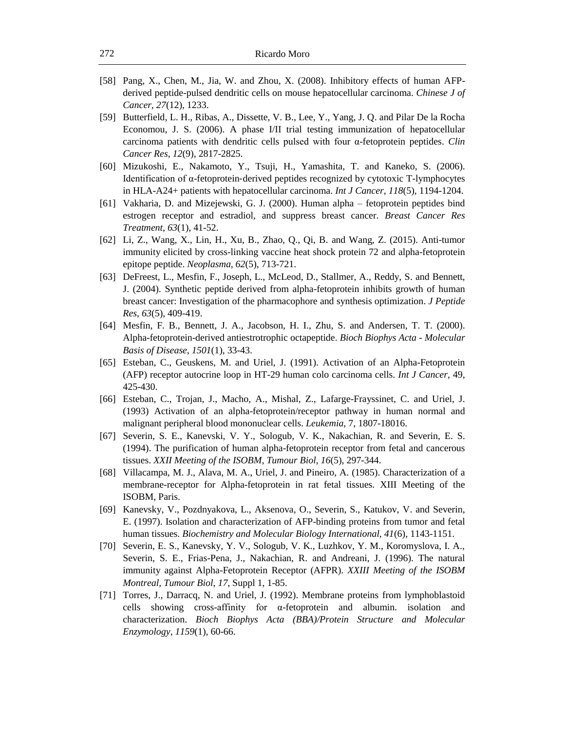[58] Pang, X., Chen, M., Jia, W. and Zhou, X. (2008). Inhibitory effects of human AFP-derived peptide-pulsed dendritic cells on mouse hepatocellular carcinoma. *Chinese J of Cancer*, *27*(12), 1233.

[59] Butterfield, L. H., Ribas, A., Dissette, V. B., Lee, Y., Yang, J. Q. and Pilar De la Rocha Economou, J. S. (2006). A phase I/II trial testing immunization of hepatocellular carcinoma patients with dendritic cells pulsed with four α-fetoprotein peptides. *Clin Cancer Res*, *12*(9), 2817-2825.

[60] Mizukoshi, E., Nakamoto, Y., Tsuji, H., Yamashita, T. and Kaneko, S. (2006). Identification of α-fetoprotein‐derived peptides recognized by cytotoxic T-lymphocytes in HLA-A24+ patients with hepatocellular carcinoma. *Int J Cancer*, *118*(5), 1194-1204.

[61] Vakharia, D. and Mizejewski, G. J. (2000). Human alpha – fetoprotein peptides bind estrogen receptor and estradiol, and suppress breast cancer. *Breast Cancer Res Treatment*, *63*(1), 41-52.

[62] Li, Z., Wang, X., Lin, H., Xu, B., Zhao, Q., Qi, B. and Wang, Z. (2015). Anti-tumor immunity elicited by cross-linking vaccine heat shock protein 72 and alpha-fetoprotein epitope peptide. *Neoplasma*, *62*(5), 713-721.

[63] DeFreest, L., Mesfin, F., Joseph, L., McLeod, D., Stallmer, A., Reddy, S. and Bennett, J. (2004). Synthetic peptide derived from alpha-fetoprotein inhibits growth of human breast cancer: Investigation of the pharmacophore and synthesis optimization. *J Peptide Res*, *63*(5), 409-419.

[64] Mesfin, F. B., Bennett, J. A., Jacobson, H. I., Zhu, S. and Andersen, T. T. (2000). Alpha-fetoprotein-derived antiestrotrophic octapeptide. *Bioch Biophys Acta - Molecular Basis of Disease*, *1501*(1), 33-43.

[65] Esteban, C., Geuskens, M. and Uriel, J. (1991). Activation of an Alpha-Fetoprotein (AFP) receptor autocrine loop in HT-29 human colo carcinoma cells. *Int J Cancer*, 49, 425-430.

[66] Esteban, C., Trojan, J., Macho, A., Mishal, Z., Lafarge-Frayssinet, C. and Uriel, J. (1993) Activation of an alpha-fetoprotein/receptor pathway in human normal and malignant peripheral blood mononuclear cells. *Leukemia*, 7, 1807-18016.

[67] Severin, S. E., Kanevski, V. Y., Sologub, V. K., Nakachian, R. and Severin, E. S. (1994). The purification of human alpha-fetoprotein receptor from fetal and cancerous tissues. *XXII Meeting of the ISOBM, Tumour Biol*, *16*(5), 297-344.

[68] Villacampa, M. J., Alava, M. A., Uriel, J. and Pineiro, A. (1985). Characterization of a membrane-receptor for Alpha-fetoprotein in rat fetal tissues. XIII Meeting of the ISOBM, Paris.

[69] Kanevsky, V., Pozdnyakova, L., Aksenova, O., Severin, S., Katukov, V. and Severin, E. (1997). Isolation and characterization of AFP-binding proteins from tumor and fetal human tissues. *Biochemistry and Molecular Biology International*, *41*(6), 1143-1151.

[70] Severin, E. S., Kanevsky, Y. V., Sologub, V. K., Luzhkov, Y. M., Koromyslova, I. A., Severin, S. E., Frias-Pena, J., Nakachian, R. and Andreani, J. (1996). The natural immunity against Alpha-Fetoprotein Receptor (AFPR). *XXIII Meeting of the ISOBM Montreal, Tumour Biol*, *17*, Suppl 1, 1-85.

[71] Torres, J., Darracq, N. and Uriel, J. (1992). Membrane proteins from lymphoblastoid cells showing cross-affinity for α-fetoprotein and albumin. isolation and characterization. *Bioch Biophys Acta (BBA)/Protein Structure and Molecular Enzymology*, *1159*(1), 60-66.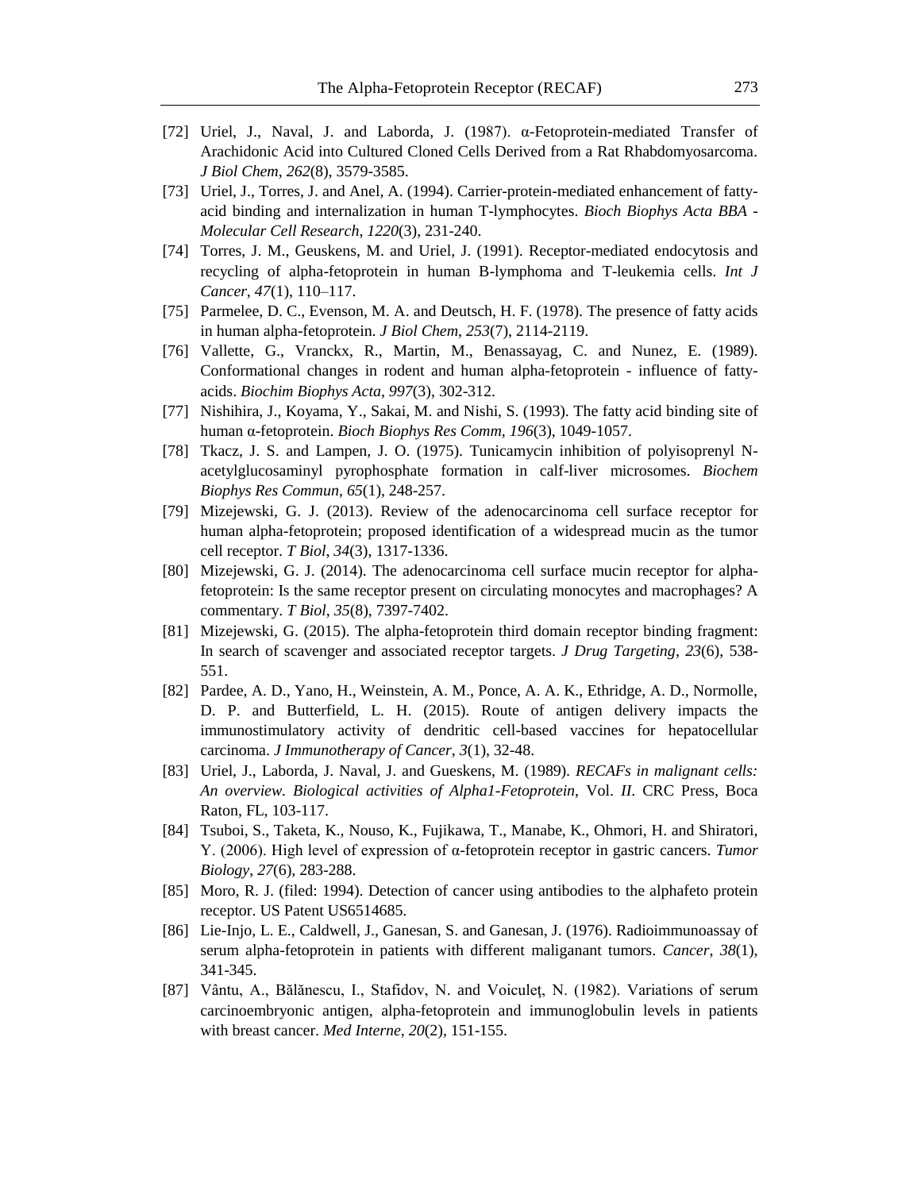[72] Uriel, J., Naval, J. and Laborda, J. (1987). α-Fetoprotein-mediated Transfer of Arachidonic Acid into Cultured Cloned Cells Derived from a Rat Rhabdomyosarcoma. *J Biol Chem*, *262*(8), 3579-3585.

[73] Uriel, J., Torres, J. and Anel, A. (1994). Carrier-protein-mediated enhancement of fatty-acid binding and internalization in human T-lymphocytes. *Bioch Biophys Acta BBA - Molecular Cell Research*, *1220*(3), 231-240.

[74] Torres, J. M., Geuskens, M. and Uriel, J. (1991). Receptor-mediated endocytosis and recycling of alpha-fetoprotein in human B-lymphoma and T-leukemia cells. *Int J Cancer*, *47*(1), 110–117.

[75] Parmelee, D. C., Evenson, M. A. and Deutsch, H. F. (1978). The presence of fatty acids in human alpha-fetoprotein. *J Biol Chem*, *253*(7), 2114-2119.

[76] Vallette, G., Vranckx, R., Martin, M., Benassayag, C. and Nunez, E. (1989). Conformational changes in rodent and human alpha-fetoprotein - influence of fatty-acids. *Biochim Biophys Acta*, *997*(3), 302-312.

[77] Nishihira, J., Koyama, Y., Sakai, M. and Nishi, S. (1993). The fatty acid binding site of human α-fetoprotein. *Bioch Biophys Res Comm*, *196*(3), 1049-1057.

[78] Tkacz, J. S. and Lampen, J. O. (1975). Tunicamycin inhibition of polyisoprenyl N-acetylglucosaminyl pyrophosphate formation in calf-liver microsomes. *Biochem Biophys Res Commun*, *65*(1), 248-257.

[79] Mizejewski, G. J. (2013). Review of the adenocarcinoma cell surface receptor for human alpha-fetoprotein; proposed identification of a widespread mucin as the tumor cell receptor. *T Biol*, *34*(3), 1317-1336.

[80] Mizejewski, G. J. (2014). The adenocarcinoma cell surface mucin receptor for alpha-fetoprotein: Is the same receptor present on circulating monocytes and macrophages? A commentary. *T Biol*, *35*(8), 7397-7402.

[81] Mizejewski, G. (2015). The alpha-fetoprotein third domain receptor binding fragment: In search of scavenger and associated receptor targets. *J Drug Targeting*, *23*(6), 538-551.

[82] Pardee, A. D., Yano, H., Weinstein, A. M., Ponce, A. A. K., Ethridge, A. D., Normolle, D. P. and Butterfield, L. H. (2015). Route of antigen delivery impacts the immunostimulatory activity of dendritic cell-based vaccines for hepatocellular carcinoma. *J Immunotherapy of Cancer*, *3*(1), 32-48.

[83] Uriel, J., Laborda, J. Naval, J. and Gueskens, M. (1989). *RECAFs in malignant cells: An overview. Biological activities of Alpha1-Fetoprotein*, Vol. *II*. CRC Press, Boca Raton, FL, 103-117.

[84] Tsuboi, S., Taketa, K., Nouso, K., Fujikawa, T., Manabe, K., Ohmori, H. and Shiratori, Y. (2006). High level of expression of α-fetoprotein receptor in gastric cancers. *Tumor Biology*, *27*(6), 283-288.

[85] Moro, R. J. (filed: 1994). Detection of cancer using antibodies to the alphafeto protein receptor. US Patent US6514685.

[86] Lie-Injo, L. E., Caldwell, J., Ganesan, S. and Ganesan, J. (1976). Radioimmunoassay of serum alpha-fetoprotein in patients with different maliganant tumors. *Cancer*, *38*(1), 341-345.

[87] Vântu, A., Bălănescu, I., Stafidov, N. and Voiculeţ, N. (1982). Variations of serum carcinoembryonic antigen, alpha-fetoprotein and immunoglobulin levels in patients with breast cancer. *Med Interne*, *20*(2), 151-155.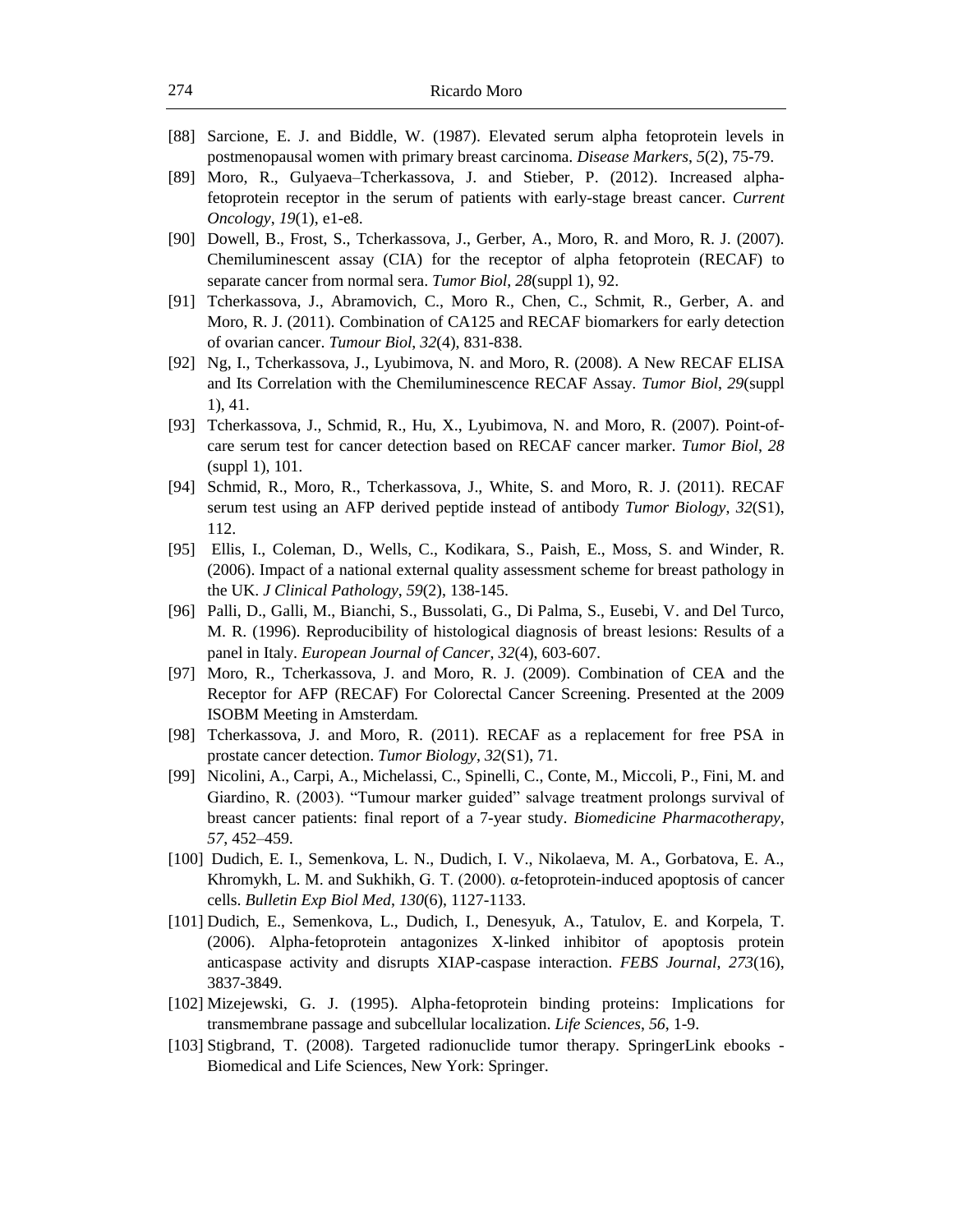[88] Sarcione, E. J. and Biddle, W. (1987). Elevated serum alpha fetoprotein levels in postmenopausal women with primary breast carcinoma. *Disease Markers*, *5*(2), 75-79.

[89] Moro, R., Gulyaeva–Tcherkassova, J. and Stieber, P. (2012). Increased alpha-fetoprotein receptor in the serum of patients with early-stage breast cancer. *Current Oncology*, *19*(1), e1-e8.

[90] Dowell, B., Frost, S., Tcherkassova, J., Gerber, A., Moro, R. and Moro, R. J. (2007). Chemiluminescent assay (CIA) for the receptor of alpha fetoprotein (RECAF) to separate cancer from normal sera. *Tumor Biol*, *28*(suppl 1), 92.

[91] Tcherkassova, J., Abramovich, C., Moro R., Chen, C., Schmit, R., Gerber, A. and Moro, R. J. (2011). Combination of CA125 and RECAF biomarkers for early detection of ovarian cancer. *Tumour Biol*, *32*(4), 831-838.

[92] Ng, I., Tcherkassova, J., Lyubimova, N. and Moro, R. (2008). A New RECAF ELISA and Its Correlation with the Chemiluminescence RECAF Assay. *Tumor Biol*, *29*(suppl 1), 41.

[93] Tcherkassova, J., Schmid, R., Hu, X., Lyubimova, N. and Moro, R. (2007). Point-of-care serum test for cancer detection based on RECAF cancer marker. *Tumor Biol*, *28* (suppl 1), 101.

[94] Schmid, R., Moro, R., Tcherkassova, J., White, S. and Moro, R. J. (2011). RECAF serum test using an AFP derived peptide instead of antibody *Tumor Biology*, *32*(S1), 112.

[95] Ellis, I., Coleman, D., Wells, C., Kodikara, S., Paish, E., Moss, S. and Winder, R. (2006). Impact of a national external quality assessment scheme for breast pathology in the UK. *J Clinical Pathology*, *59*(2), 138-145.

[96] Palli, D., Galli, M., Bianchi, S., Bussolati, G., Di Palma, S., Eusebi, V. and Del Turco, M. R. (1996). Reproducibility of histological diagnosis of breast lesions: Results of a panel in Italy. *European Journal of Cancer*, *32*(4), 603-607.

[97] Moro, R., Tcherkassova, J. and Moro, R. J. (2009). Combination of CEA and the Receptor for AFP (RECAF) For Colorectal Cancer Screening. Presented at the 2009 ISOBM Meeting in Amsterdam.

[98] Tcherkassova, J. and Moro, R. (2011). RECAF as a replacement for free PSA in prostate cancer detection. *Tumor Biology*, *32*(S1), 71.

[99] Nicolini, A., Carpi, A., Michelassi, C., Spinelli, C., Conte, M., Miccoli, P., Fini, M. and Giardino, R. (2003). "Tumour marker guided" salvage treatment prolongs survival of breast cancer patients: final report of a 7-year study. *Biomedicine Pharmacotherapy*, *57*, 452–459.

[100] Dudich, E. I., Semenkova, L. N., Dudich, I. V., Nikolaeva, M. A., Gorbatova, E. A., Khromykh, L. M. and Sukhikh, G. T. (2000). α-fetoprotein-induced apoptosis of cancer cells. *Bulletin Exp Biol Med*, *130*(6), 1127-1133.

[101] Dudich, E., Semenkova, L., Dudich, I., Denesyuk, A., Tatulov, E. and Korpela, T. (2006). Alpha-fetoprotein antagonizes X-linked inhibitor of apoptosis protein anticaspase activity and disrupts XIAP-caspase interaction. *FEBS Journal*, *273*(16), 3837-3849.

[102] Mizejewski, G. J. (1995). Alpha-fetoprotein binding proteins: Implications for transmembrane passage and subcellular localization. *Life Sciences*, *56*, 1-9.

[103] Stigbrand, T. (2008). Targeted radionuclide tumor therapy. SpringerLink ebooks - Biomedical and Life Sciences, New York: Springer.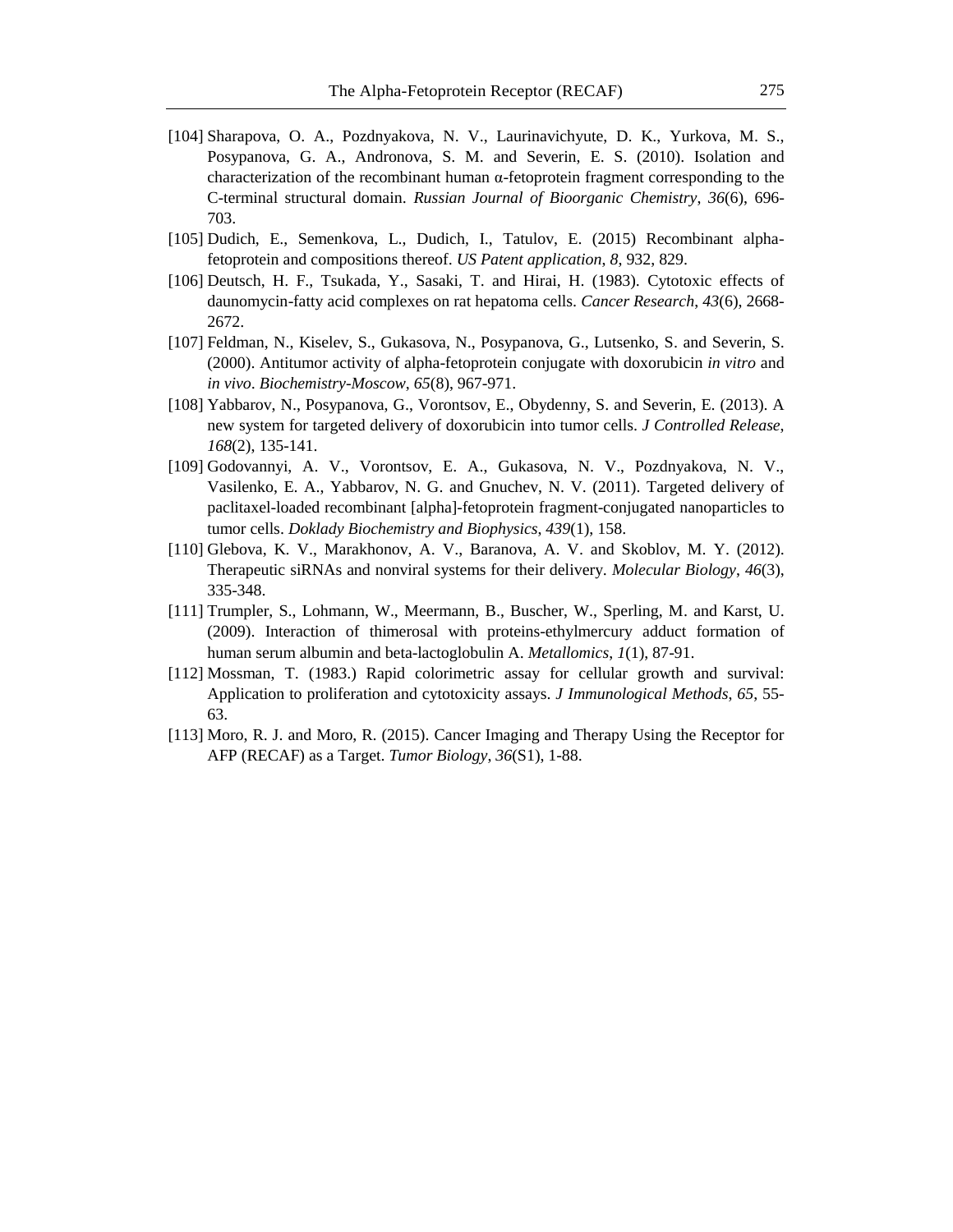[104] Sharapova, O. A., Pozdnyakova, N. V., Laurinavichyute, D. K., Yurkova, M. S., Posypanova, G. A., Andronova, S. M. and Severin, E. S. (2010). Isolation and characterization of the recombinant human α-fetoprotein fragment corresponding to the C-terminal structural domain. *Russian Journal of Bioorganic Chemistry*, *36*(6), 696-703.

[105] Dudich, E., Semenkova, L., Dudich, I., Tatulov, E. (2015) Recombinant alpha-fetoprotein and compositions thereof. *US Patent application*, *8*, 932, 829.

[106] Deutsch, H. F., Tsukada, Y., Sasaki, T. and Hirai, H. (1983). Cytotoxic effects of daunomycin-fatty acid complexes on rat hepatoma cells. *Cancer Research*, *43*(6), 2668-2672.

[107] Feldman, N., Kiselev, S., Gukasova, N., Posypanova, G., Lutsenko, S. and Severin, S. (2000). Antitumor activity of alpha-fetoprotein conjugate with doxorubicin *in vitro* and *in vivo*. *Biochemistry-Moscow*, *65*(8), 967-971.

[108] Yabbarov, N., Posypanova, G., Vorontsov, E., Obydenny, S. and Severin, E. (2013). A new system for targeted delivery of doxorubicin into tumor cells. *J Controlled Release*, *168*(2), 135-141.

[109] Godovannyi, A. V., Vorontsov, E. A., Gukasova, N. V., Pozdnyakova, N. V., Vasilenko, E. A., Yabbarov, N. G. and Gnuchev, N. V. (2011). Targeted delivery of paclitaxel-loaded recombinant [alpha]-fetoprotein fragment-conjugated nanoparticles to tumor cells. *Doklady Biochemistry and Biophysics*, *439*(1), 158.

[110] Glebova, K. V., Marakhonov, A. V., Baranova, A. V. and Skoblov, M. Y. (2012). Therapeutic siRNAs and nonviral systems for their delivery. *Molecular Biology*, *46*(3), 335-348.

[111] Trumpler, S., Lohmann, W., Meermann, B., Buscher, W., Sperling, M. and Karst, U. (2009). Interaction of thimerosal with proteins-ethylmercury adduct formation of human serum albumin and beta-lactoglobulin A. *Metallomics*, *1*(1), 87-91.

[112] Mossman, T. (1983.) Rapid colorimetric assay for cellular growth and survival: Application to proliferation and cytotoxicity assays. *J Immunological Methods*, *65*, 55-63.

[113] Moro, R. J. and Moro, R. (2015). Cancer Imaging and Therapy Using the Receptor for AFP (RECAF) as a Target. *Tumor Biology*, *36*(S1), 1-88.